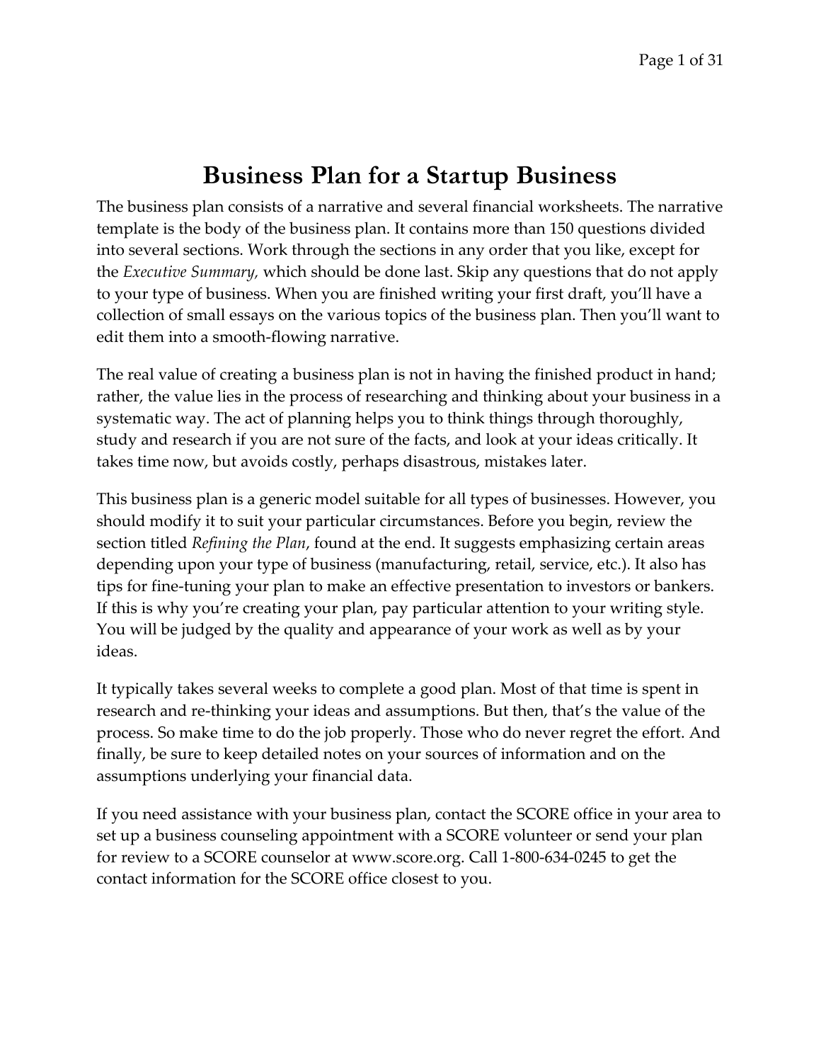# Business Plan for a Startup Business

The business plan consists of a narrative and several financial worksheets. The narrative template is the body of the business plan. It contains more than 150 questions divided into several sections. Work through the sections in any order that you like, except for the *Executive Summary,* which should be done last. Skip any questions that do not apply to your type of business. When you are finished writing your first draft, you'll have a collection of small essays on the various topics of the business plan. Then you'll want to edit them into a smooth-flowing narrative.

The real value of creating a business plan is not in having the finished product in hand; rather, the value lies in the process of researching and thinking about your business in a systematic way. The act of planning helps you to think things through thoroughly, study and research if you are not sure of the facts, and look at your ideas critically. It takes time now, but avoids costly, perhaps disastrous, mistakes later.

This business plan is a generic model suitable for all types of businesses. However, you should modify it to suit your particular circumstances. Before you begin, review the section titled *Refining the Plan*, found at the end. It suggests emphasizing certain areas depending upon your type of business (manufacturing, retail, service, etc.). It also has tips for fine-tuning your plan to make an effective presentation to investors or bankers. If this is why you're creating your plan, pay particular attention to your writing style. You will be judged by the quality and appearance of your work as well as by your ideas.

It typically takes several weeks to complete a good plan. Most of that time is spent in research and re-thinking your ideas and assumptions. But then, that's the value of the process. So make time to do the job properly. Those who do never regret the effort. And finally, be sure to keep detailed notes on your sources of information and on the assumptions underlying your financial data.

If you need assistance with your business plan, contact the SCORE office in your area to set up a business counseling appointment with a SCORE volunteer or send your plan for review to a SCORE counselor at www.score.org. Call 1-800-634-0245 to get the contact information for the SCORE office closest to you.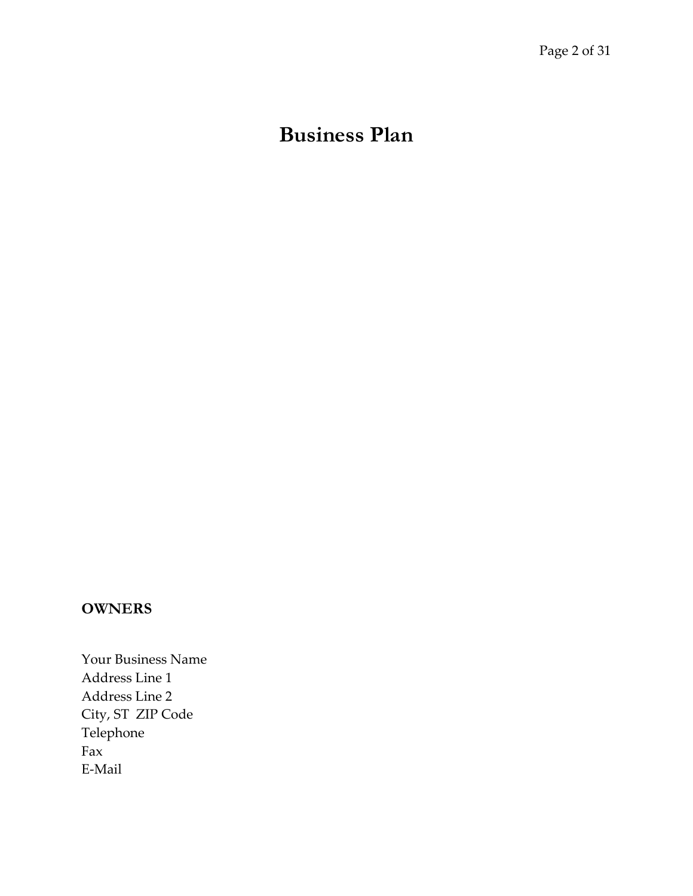# Business Plan

**OWNERS**

Your Business Name
Address Line 1
Address Line 2
City, ST  ZIP Code
Telephone
Fax
E-Mail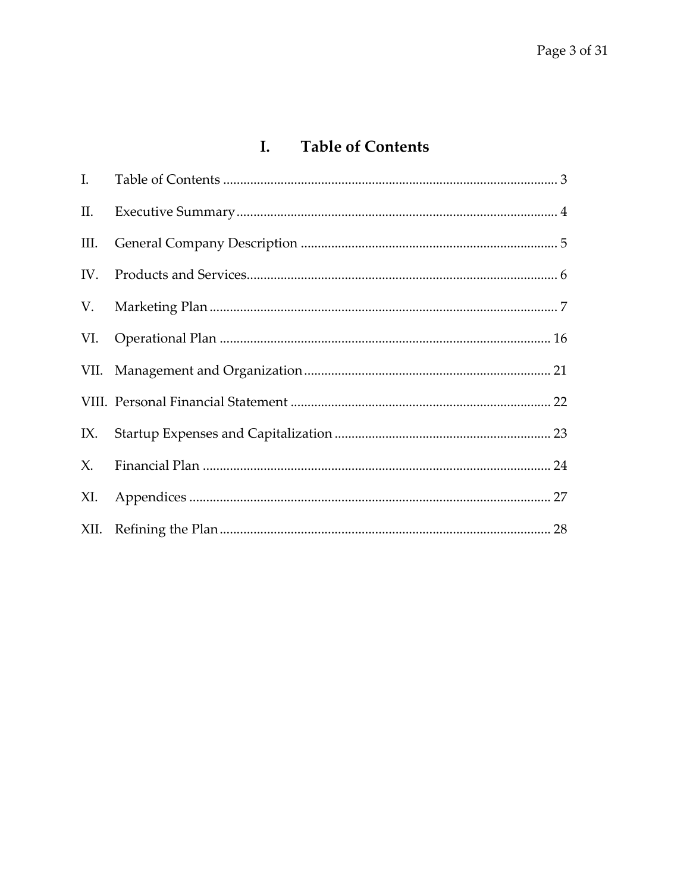# I. Table of Contents

I. Table of Contents ........................................................................................ 3

II. Executive Summary ........................................................................................ 4

III. General Company Description ........................................................................................ 5

IV. Products and Services ........................................................................................ 6

V. Marketing Plan ........................................................................................ 7

VI. Operational Plan ........................................................................................ 16

VII. Management and Organization ........................................................................................ 21

VIII. Personal Financial Statement ........................................................................................ 22

IX. Startup Expenses and Capitalization ........................................................................................ 23

X. Financial Plan ........................................................................................ 24

XI. Appendices ........................................................................................ 27

XII. Refining the Plan ........................................................................................ 28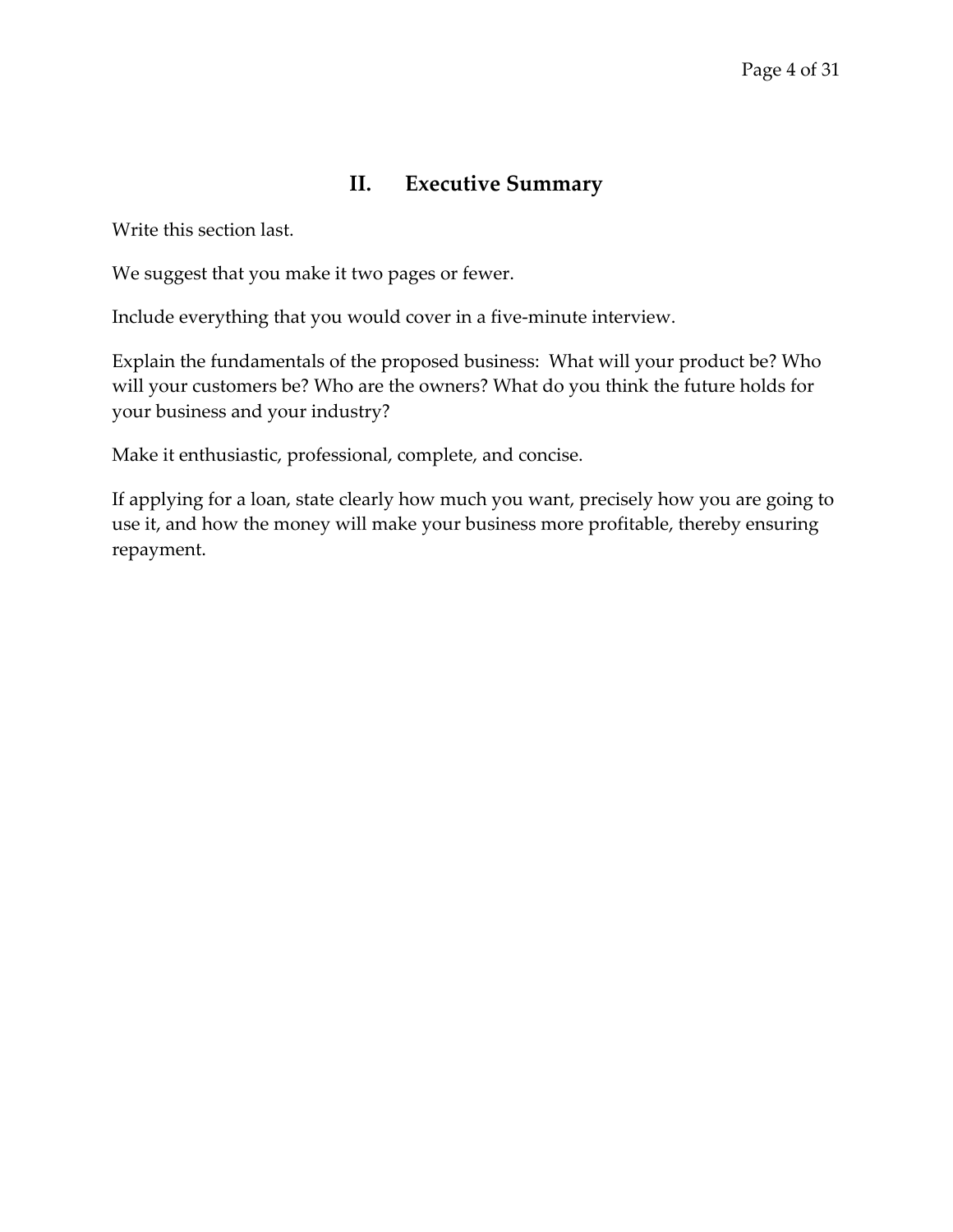## II. Executive Summary

Write this section last.

We suggest that you make it two pages or fewer.

Include everything that you would cover in a five-minute interview.

Explain the fundamentals of the proposed business: What will your product be? Who will your customers be? Who are the owners? What do you think the future holds for your business and your industry?

Make it enthusiastic, professional, complete, and concise.

If applying for a loan, state clearly how much you want, precisely how you are going to use it, and how the money will make your business more profitable, thereby ensuring repayment.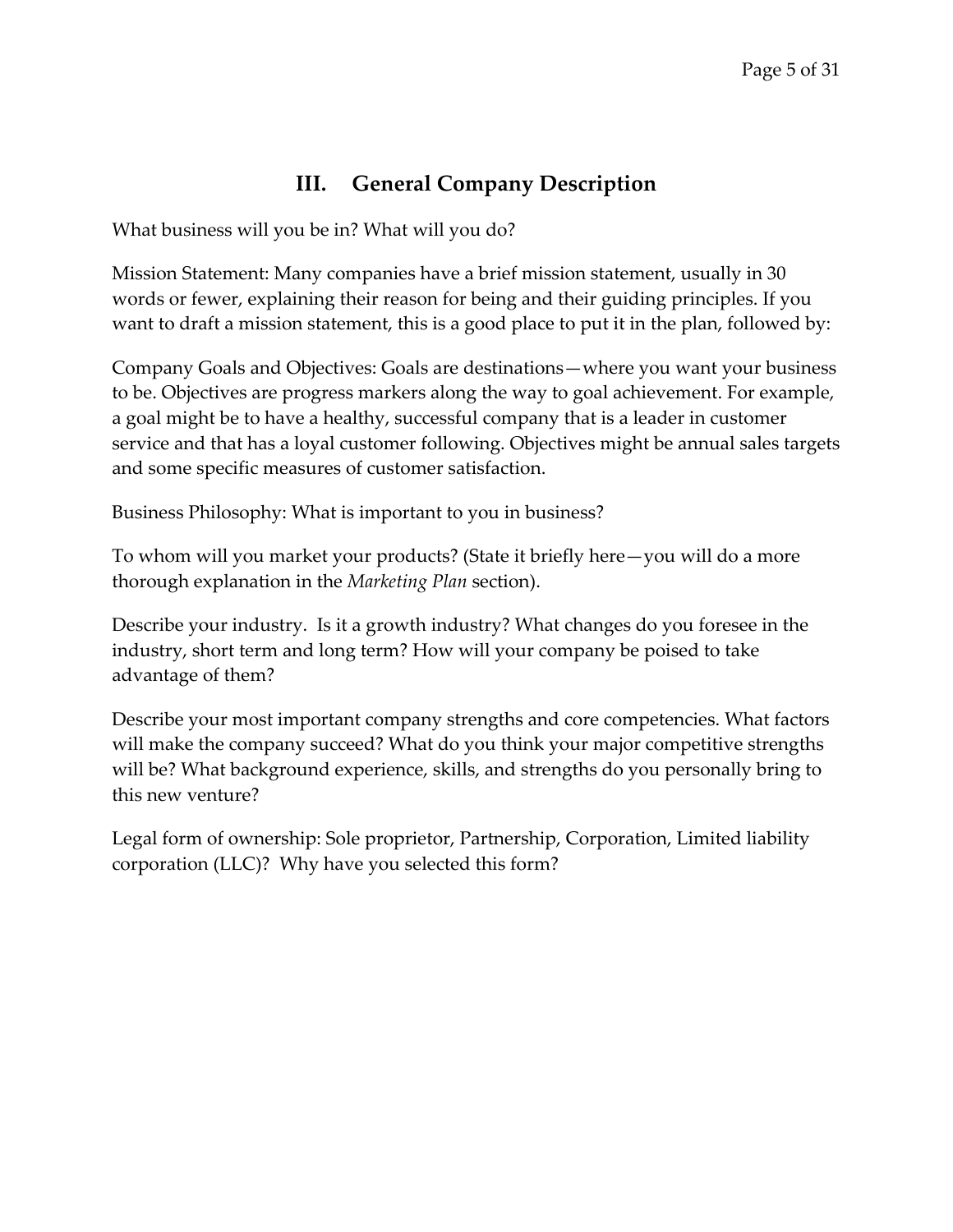# III. General Company Description

What business will you be in? What will you do?

Mission Statement: Many companies have a brief mission statement, usually in 30 words or fewer, explaining their reason for being and their guiding principles. If you want to draft a mission statement, this is a good place to put it in the plan, followed by:

Company Goals and Objectives: Goals are destinations—where you want your business to be. Objectives are progress markers along the way to goal achievement. For example, a goal might be to have a healthy, successful company that is a leader in customer service and that has a loyal customer following. Objectives might be annual sales targets and some specific measures of customer satisfaction.

Business Philosophy: What is important to you in business?

To whom will you market your products? (State it briefly here—you will do a more thorough explanation in the *Marketing Plan* section).

Describe your industry. Is it a growth industry? What changes do you foresee in the industry, short term and long term? How will your company be poised to take advantage of them?

Describe your most important company strengths and core competencies. What factors will make the company succeed? What do you think your major competitive strengths will be? What background experience, skills, and strengths do you personally bring to this new venture?

Legal form of ownership: Sole proprietor, Partnership, Corporation, Limited liability corporation (LLC)? Why have you selected this form?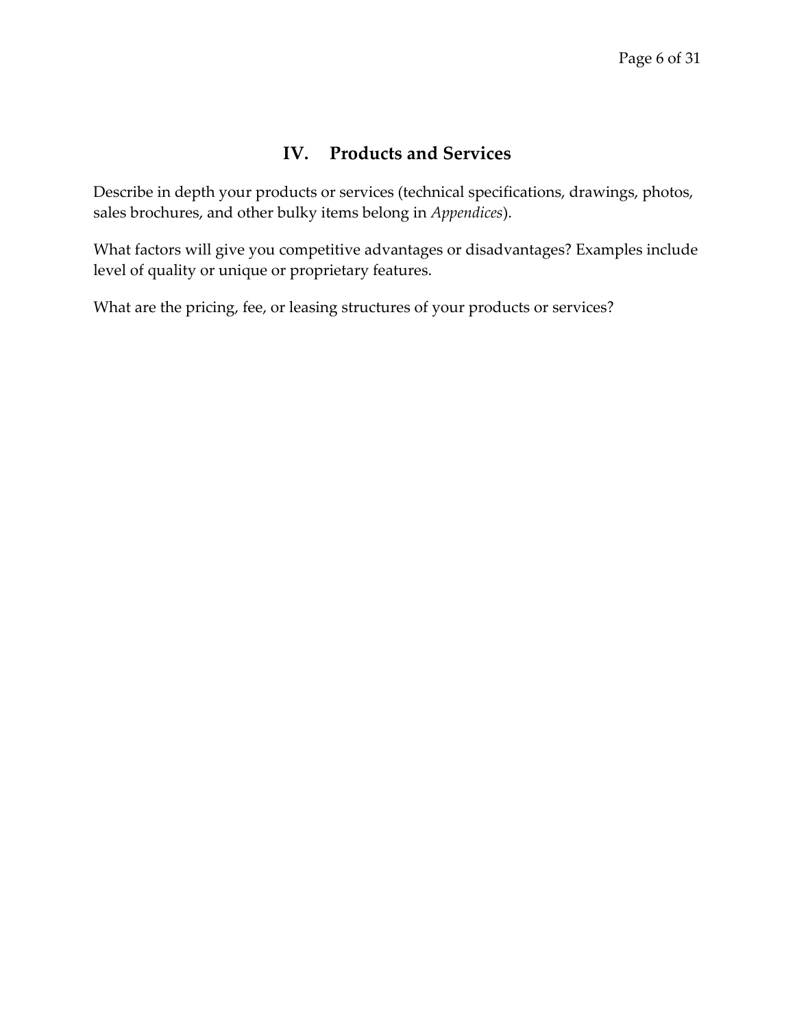## IV. Products and Services

Describe in depth your products or services (technical specifications, drawings, photos, sales brochures, and other bulky items belong in *Appendices*).

What factors will give you competitive advantages or disadvantages? Examples include level of quality or unique or proprietary features.

What are the pricing, fee, or leasing structures of your products or services?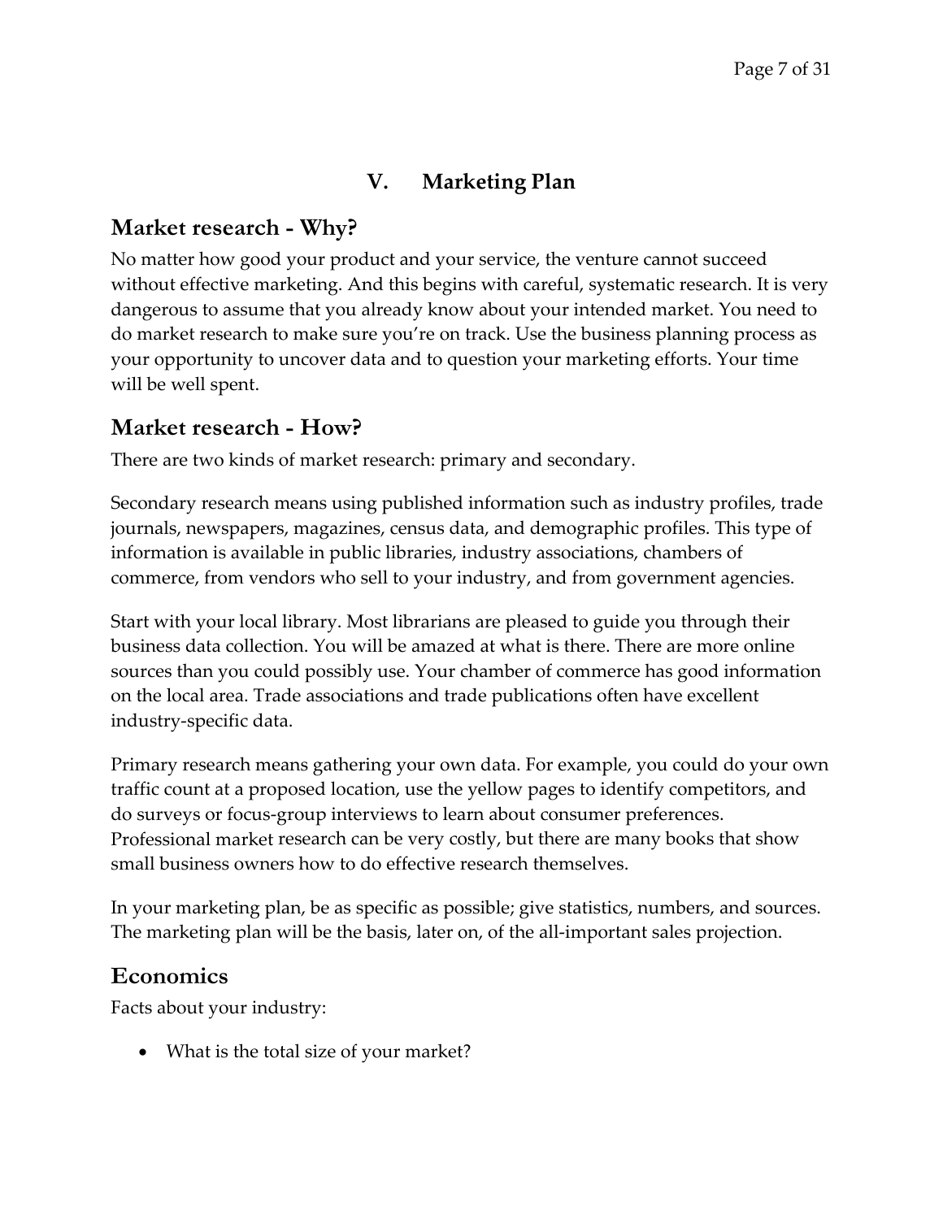# V. Marketing Plan

## Market research - Why?

No matter how good your product and your service, the venture cannot succeed without effective marketing. And this begins with careful, systematic research. It is very dangerous to assume that you already know about your intended market. You need to do market research to make sure you're on track. Use the business planning process as your opportunity to uncover data and to question your marketing efforts. Your time will be well spent.

## Market research - How?

There are two kinds of market research: primary and secondary.

Secondary research means using published information such as industry profiles, trade journals, newspapers, magazines, census data, and demographic profiles. This type of information is available in public libraries, industry associations, chambers of commerce, from vendors who sell to your industry, and from government agencies.

Start with your local library. Most librarians are pleased to guide you through their business data collection. You will be amazed at what is there. There are more online sources than you could possibly use. Your chamber of commerce has good information on the local area. Trade associations and trade publications often have excellent industry-specific data.

Primary research means gathering your own data. For example, you could do your own traffic count at a proposed location, use the yellow pages to identify competitors, and do surveys or focus-group interviews to learn about consumer preferences. Professional market research can be very costly, but there are many books that show small business owners how to do effective research themselves.

In your marketing plan, be as specific as possible; give statistics, numbers, and sources. The marketing plan will be the basis, later on, of the all-important sales projection.

## Economics

Facts about your industry:

- What is the total size of your market?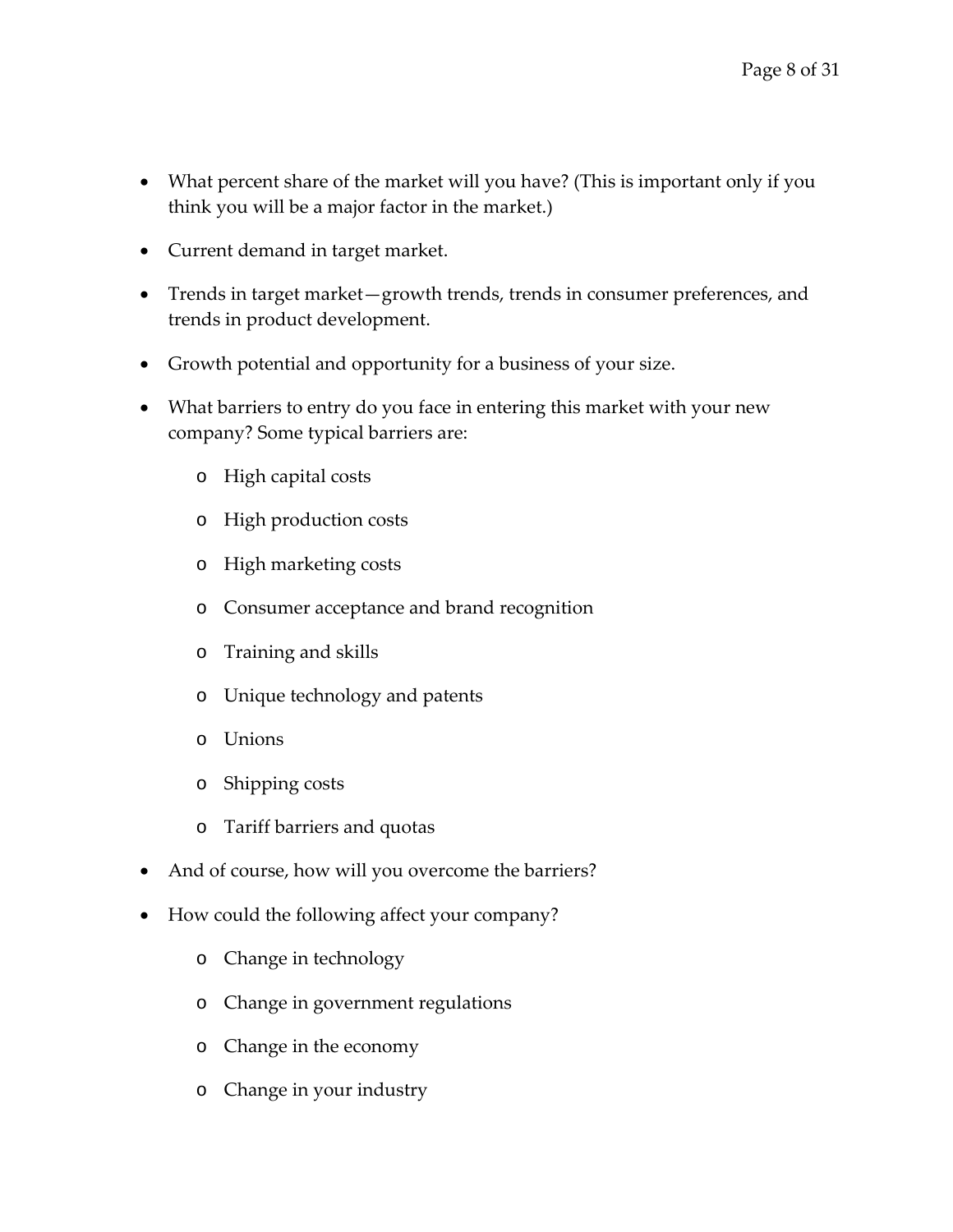- What percent share of the market will you have? (This is important only if you think you will be a major factor in the market.)
- Current demand in target market.
- Trends in target market—growth trends, trends in consumer preferences, and trends in product development.
- Growth potential and opportunity for a business of your size.
- What barriers to entry do you face in entering this market with your new company? Some typical barriers are:
    - High capital costs
    - High production costs
    - High marketing costs
    - Consumer acceptance and brand recognition
    - Training and skills
    - Unique technology and patents
    - Unions
    - Shipping costs
    - Tariff barriers and quotas
- And of course, how will you overcome the barriers?
- How could the following affect your company?
    - Change in technology
    - Change in government regulations
    - Change in the economy
    - Change in your industry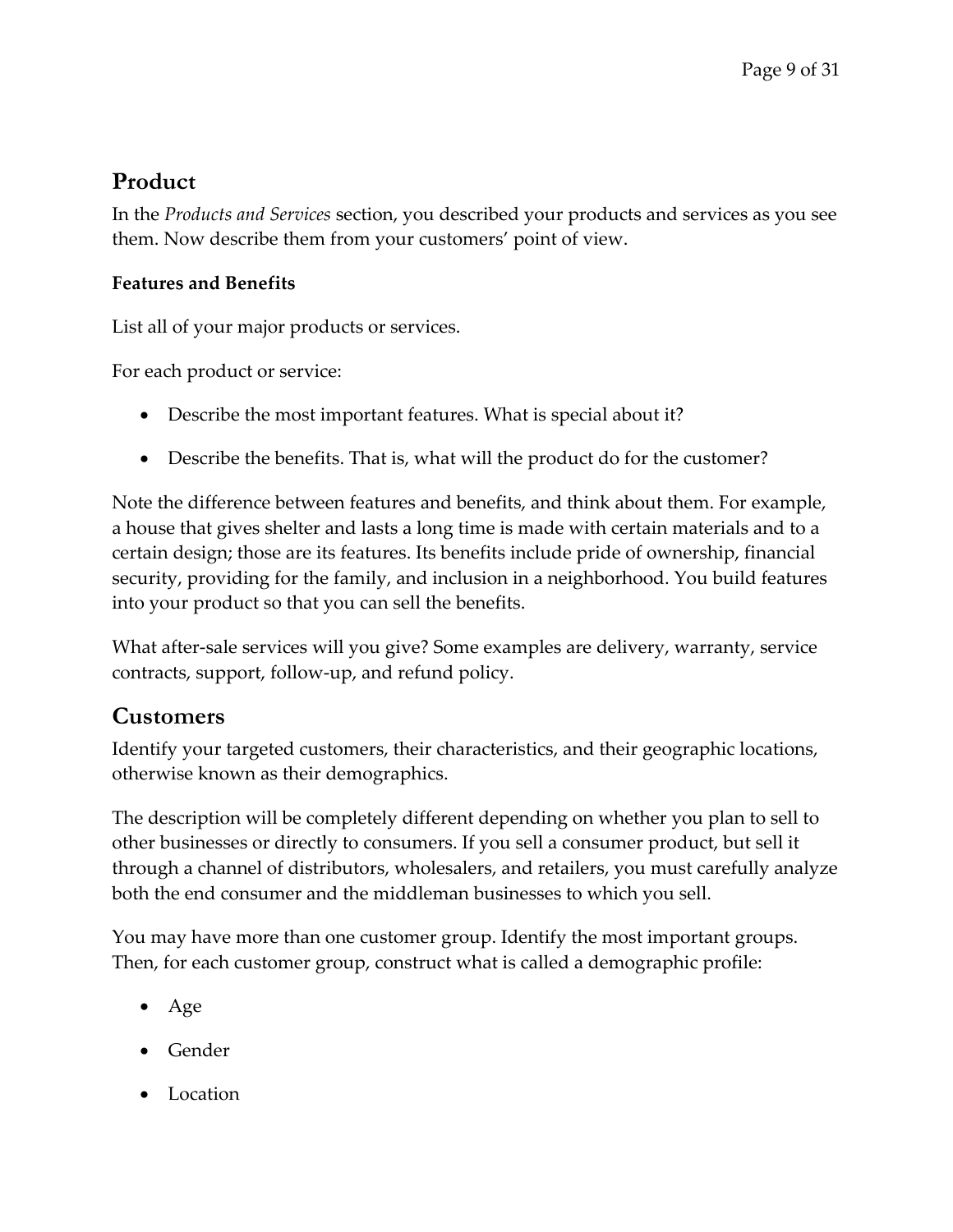## Product

In the *Products and Services* section, you described your products and services as you see them. Now describe them from your customers' point of view.

**Features and Benefits**

List all of your major products or services.

For each product or service:

- Describe the most important features. What is special about it?
- Describe the benefits. That is, what will the product do for the customer?

Note the difference between features and benefits, and think about them. For example, a house that gives shelter and lasts a long time is made with certain materials and to a certain design; those are its features. Its benefits include pride of ownership, financial security, providing for the family, and inclusion in a neighborhood. You build features into your product so that you can sell the benefits.

What after-sale services will you give? Some examples are delivery, warranty, service contracts, support, follow-up, and refund policy.

## Customers

Identify your targeted customers, their characteristics, and their geographic locations, otherwise known as their demographics.

The description will be completely different depending on whether you plan to sell to other businesses or directly to consumers. If you sell a consumer product, but sell it through a channel of distributors, wholesalers, and retailers, you must carefully analyze both the end consumer and the middleman businesses to which you sell.

You may have more than one customer group. Identify the most important groups. Then, for each customer group, construct what is called a demographic profile:

- Age
- Gender
- Location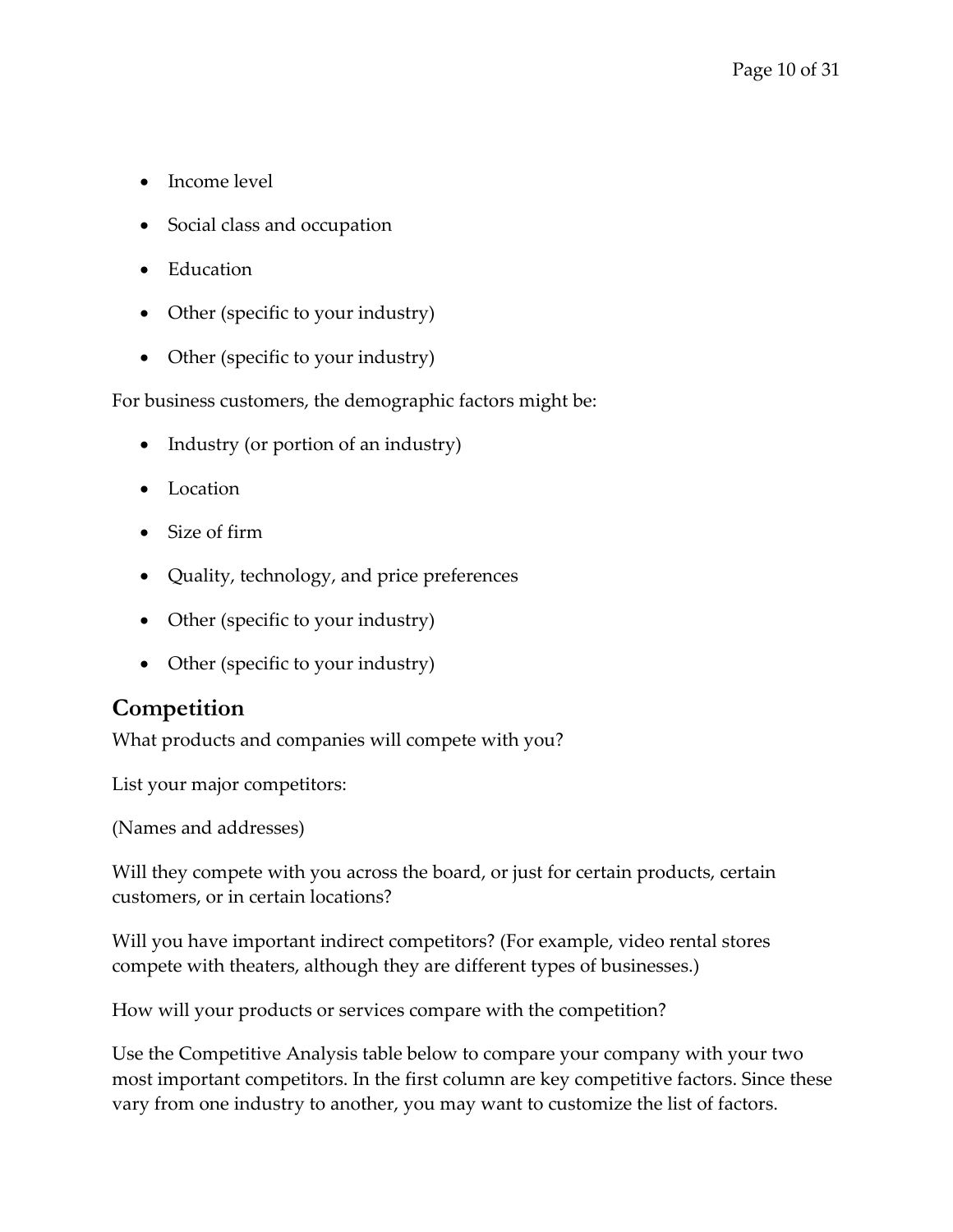- Income level
- Social class and occupation
- Education
- Other (specific to your industry)
- Other (specific to your industry)

For business customers, the demographic factors might be:

- Industry (or portion of an industry)
- Location
- Size of firm
- Quality, technology, and price preferences
- Other (specific to your industry)
- Other (specific to your industry)

## Competition

What products and companies will compete with you?

List your major competitors:

(Names and addresses)

Will they compete with you across the board, or just for certain products, certain customers, or in certain locations?

Will you have important indirect competitors? (For example, video rental stores compete with theaters, although they are different types of businesses.)

How will your products or services compare with the competition?

Use the Competitive Analysis table below to compare your company with your two most important competitors. In the first column are key competitive factors. Since these vary from one industry to another, you may want to customize the list of factors.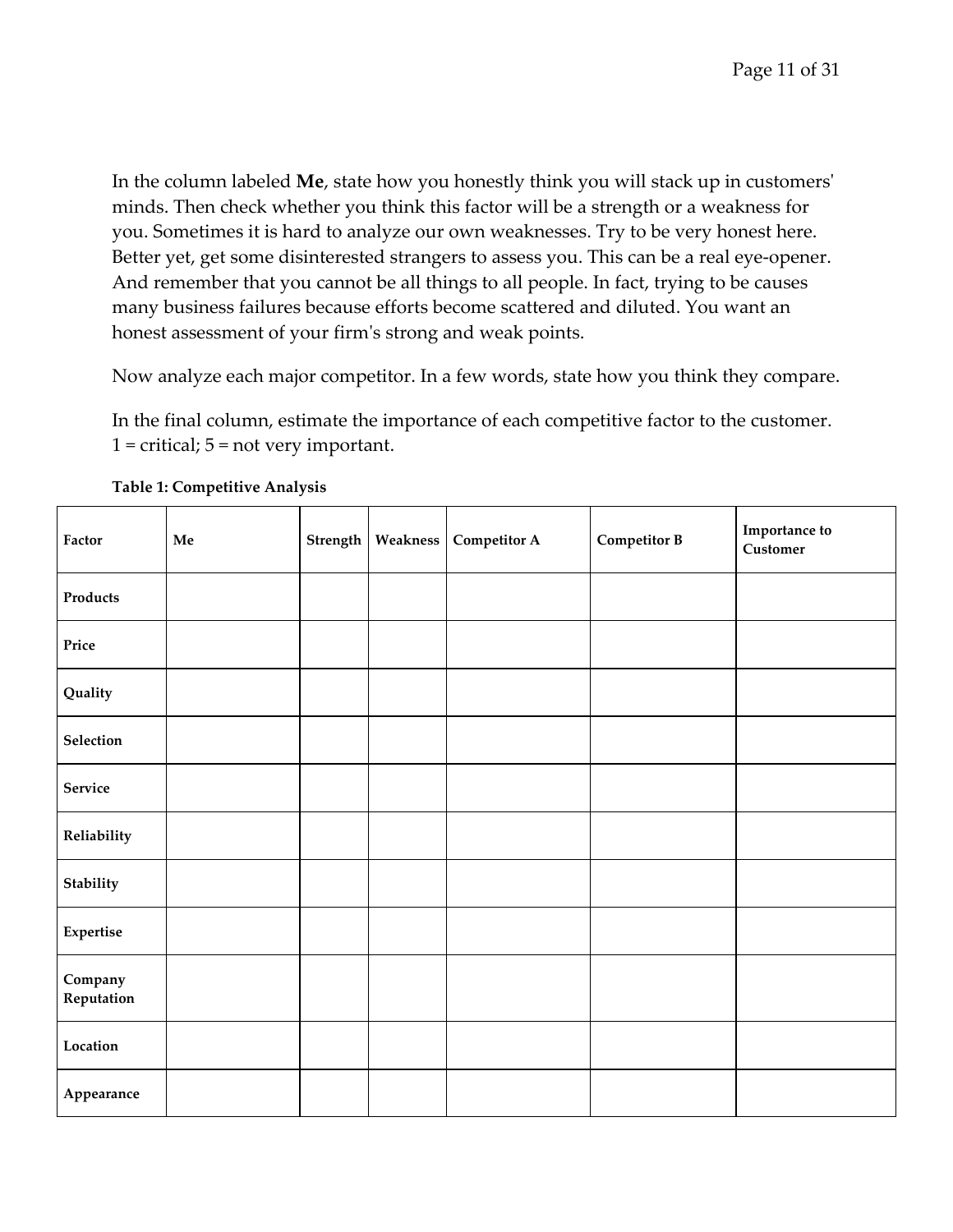In the column labeled **Me**, state how you honestly think you will stack up in customers' minds. Then check whether you think this factor will be a strength or a weakness for you. Sometimes it is hard to analyze our own weaknesses. Try to be very honest here. Better yet, get some disinterested strangers to assess you. This can be a real eye-opener. And remember that you cannot be all things to all people. In fact, trying to be causes many business failures because efforts become scattered and diluted. You want an honest assessment of your firm's strong and weak points.

Now analyze each major competitor. In a few words, state how you think they compare.

In the final column, estimate the importance of each competitive factor to the customer. 1 = critical; 5 = not very important.

**Table 1: Competitive Analysis**

| Factor | Me | Strength | Weakness | Competitor A | Competitor B | Importance to Customer |
|---|---|---|---|---|---|---|
| **Products** | | | | | | |
| **Price** | | | | | | |
| **Quality** | | | | | | |
| **Selection** | | | | | | |
| **Service** | | | | | | |
| **Reliability** | | | | | | |
| **Stability** | | | | | | |
| **Expertise** | | | | | | |
| **Company Reputation** | | | | | | |
| **Location** | | | | | | |
| **Appearance** | | | | | | |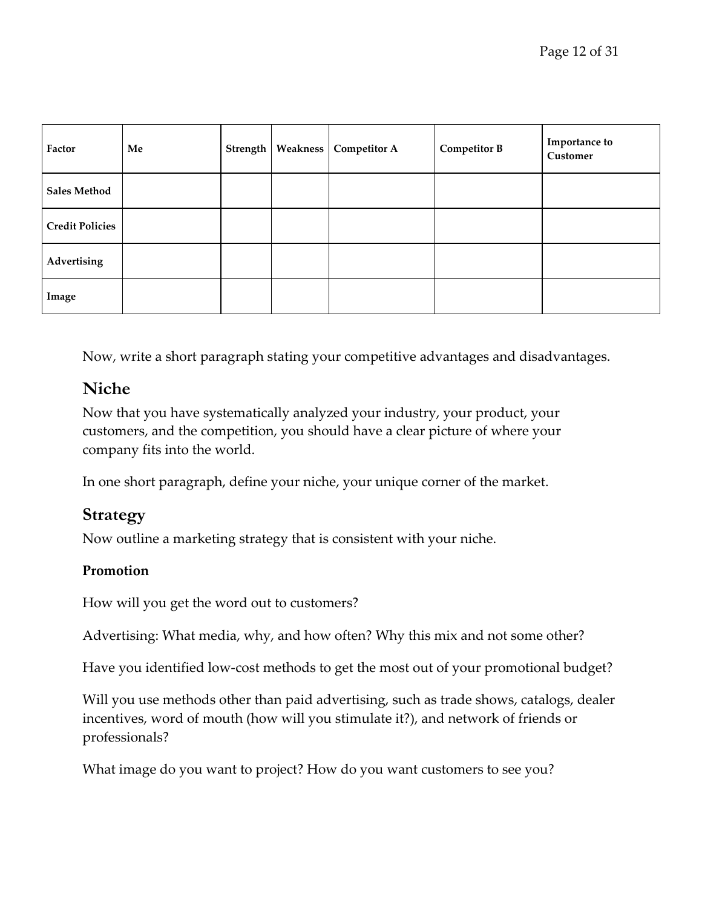| Factor | Me | Strength | Weakness | Competitor A | Competitor B | Importance to Customer |
|---|---|---|---|---|---|---|
| Sales Method | | | | | | |
| Credit Policies | | | | | | |
| Advertising | | | | | | |
| Image | | | | | | |

Now, write a short paragraph stating your competitive advantages and disadvantages.

## Niche

Now that you have systematically analyzed your industry, your product, your customers, and the competition, you should have a clear picture of where your company fits into the world.

In one short paragraph, define your niche, your unique corner of the market.

## Strategy

Now outline a marketing strategy that is consistent with your niche.

### Promotion

How will you get the word out to customers?

Advertising: What media, why, and how often? Why this mix and not some other?

Have you identified low-cost methods to get the most out of your promotional budget?

Will you use methods other than paid advertising, such as trade shows, catalogs, dealer incentives, word of mouth (how will you stimulate it?), and network of friends or professionals?

What image do you want to project? How do you want customers to see you?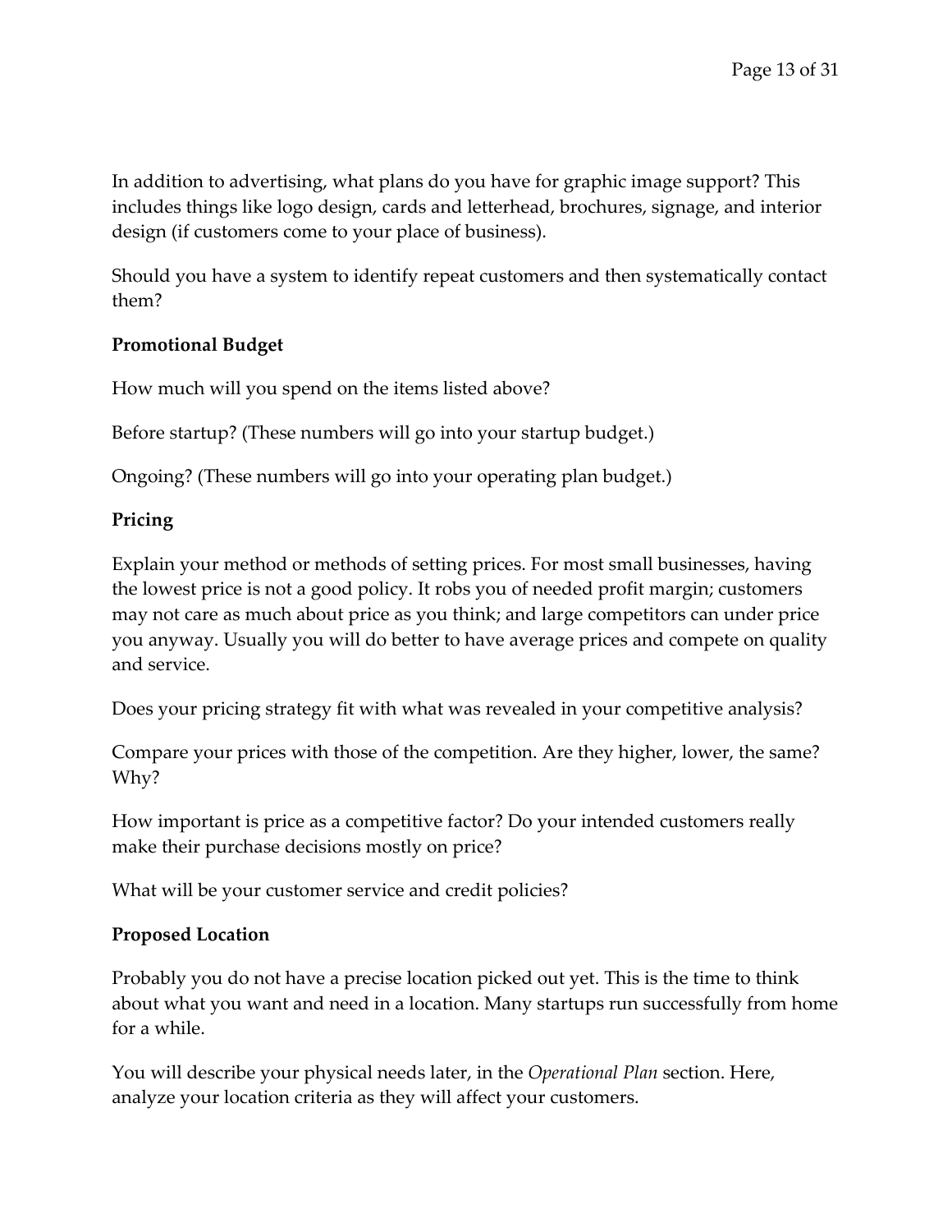In addition to advertising, what plans do you have for graphic image support? This includes things like logo design, cards and letterhead, brochures, signage, and interior design (if customers come to your place of business).

Should you have a system to identify repeat customers and then systematically contact them?

**Promotional Budget**

How much will you spend on the items listed above?

Before startup? (These numbers will go into your startup budget.)

Ongoing? (These numbers will go into your operating plan budget.)

**Pricing**

Explain your method or methods of setting prices. For most small businesses, having the lowest price is not a good policy. It robs you of needed profit margin; customers may not care as much about price as you think; and large competitors can under price you anyway. Usually you will do better to have average prices and compete on quality and service.

Does your pricing strategy fit with what was revealed in your competitive analysis?

Compare your prices with those of the competition. Are they higher, lower, the same? Why?

How important is price as a competitive factor? Do your intended customers really make their purchase decisions mostly on price?

What will be your customer service and credit policies?

**Proposed Location**

Probably you do not have a precise location picked out yet. This is the time to think about what you want and need in a location. Many startups run successfully from home for a while.

You will describe your physical needs later, in the *Operational Plan* section. Here, analyze your location criteria as they will affect your customers.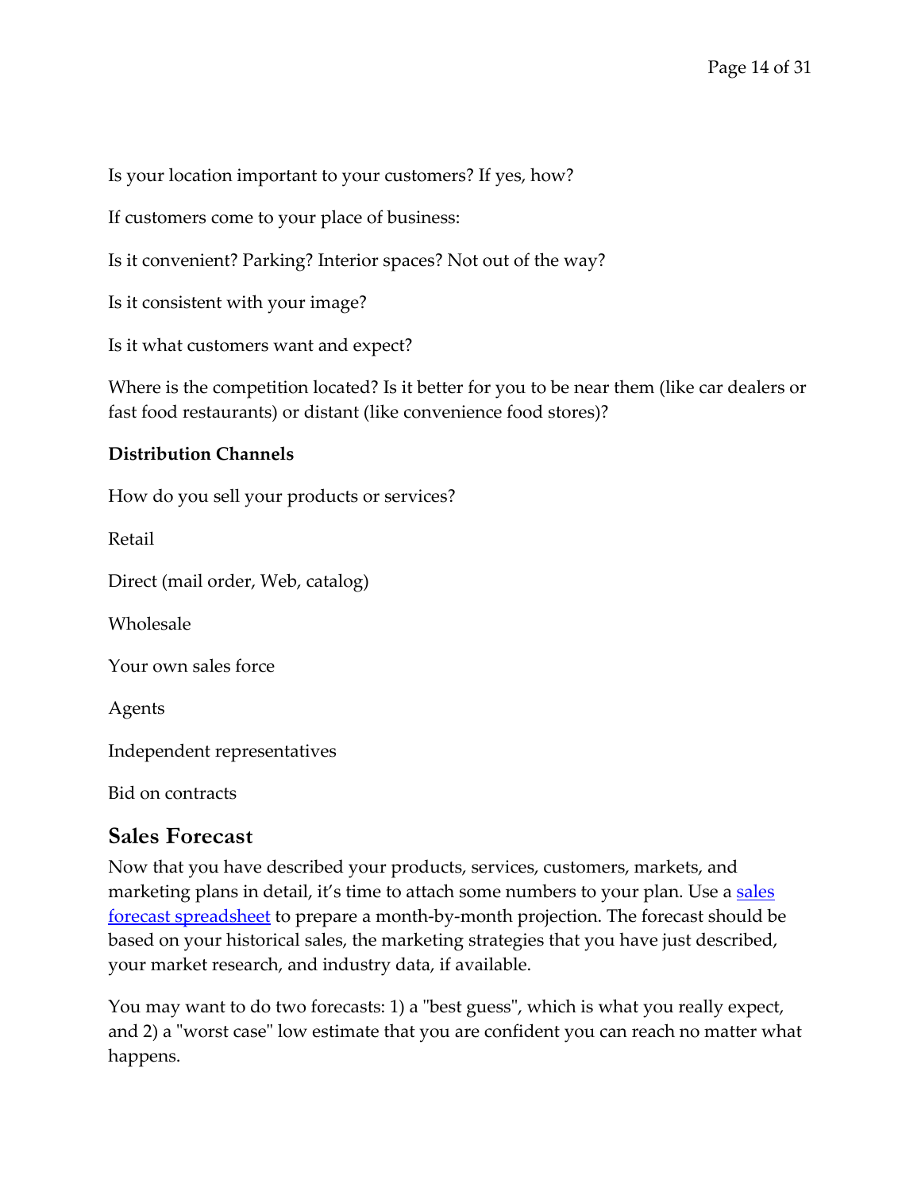Is your location important to your customers? If yes, how?

If customers come to your place of business:

Is it convenient? Parking? Interior spaces? Not out of the way?

Is it consistent with your image?

Is it what customers want and expect?

Where is the competition located? Is it better for you to be near them (like car dealers or fast food restaurants) or distant (like convenience food stores)?

**Distribution Channels**

How do you sell your products or services?

Retail

Direct (mail order, Web, catalog)

Wholesale

Your own sales force

Agents

Independent representatives

Bid on contracts

## Sales Forecast

Now that you have described your products, services, customers, markets, and marketing plans in detail, it's time to attach some numbers to your plan. Use a sales forecast spreadsheet to prepare a month-by-month projection. The forecast should be based on your historical sales, the marketing strategies that you have just described, your market research, and industry data, if available.

You may want to do two forecasts: 1) a "best guess", which is what you really expect, and 2) a "worst case" low estimate that you are confident you can reach no matter what happens.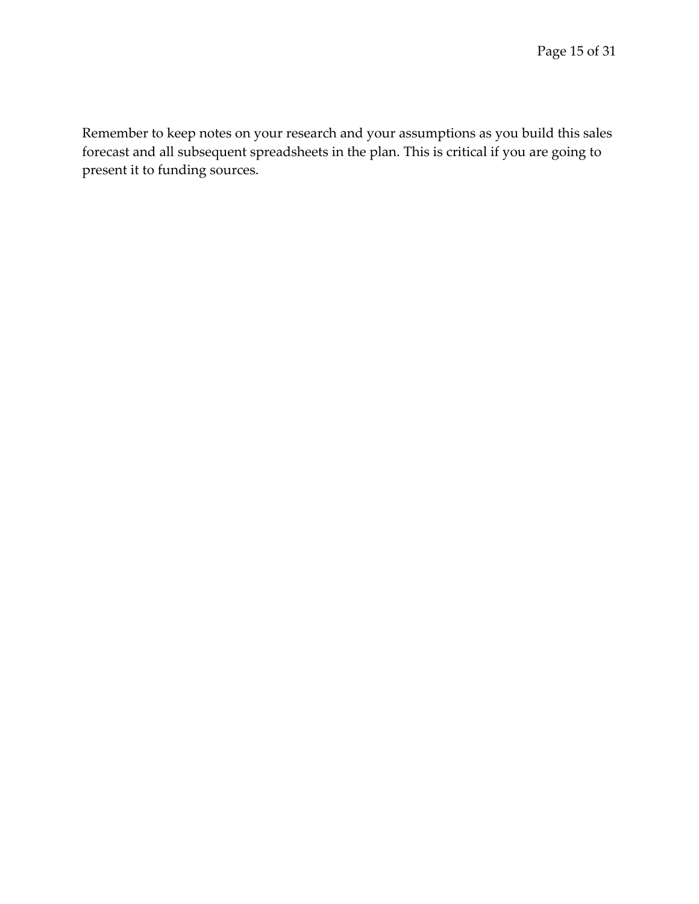Remember to keep notes on your research and your assumptions as you build this sales forecast and all subsequent spreadsheets in the plan. This is critical if you are going to present it to funding sources.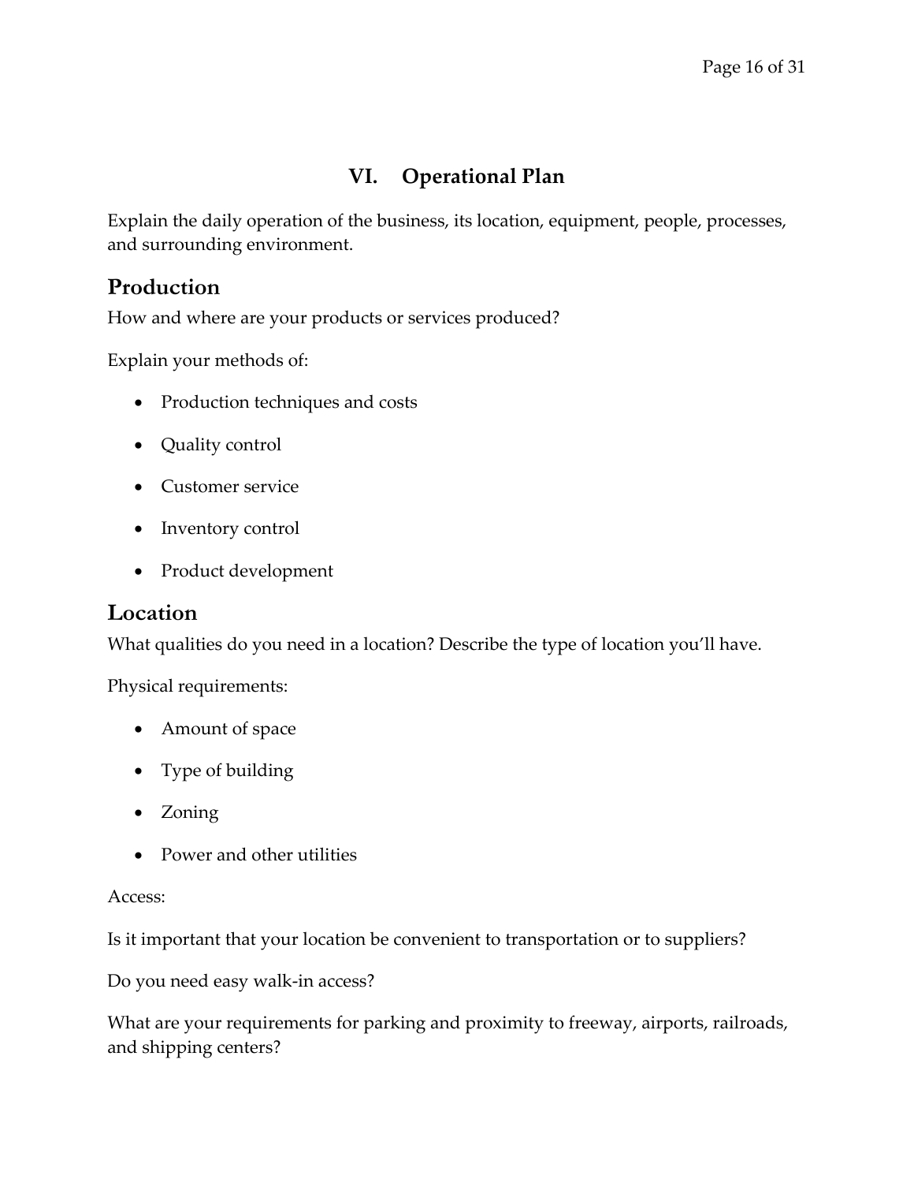# VI. Operational Plan

Explain the daily operation of the business, its location, equipment, people, processes, and surrounding environment.

## Production

How and where are your products or services produced?

Explain your methods of:

- Production techniques and costs
- Quality control
- Customer service
- Inventory control
- Product development

## Location

What qualities do you need in a location? Describe the type of location you'll have.

Physical requirements:

- Amount of space
- Type of building
- Zoning
- Power and other utilities

Access:

Is it important that your location be convenient to transportation or to suppliers?

Do you need easy walk-in access?

What are your requirements for parking and proximity to freeway, airports, railroads, and shipping centers?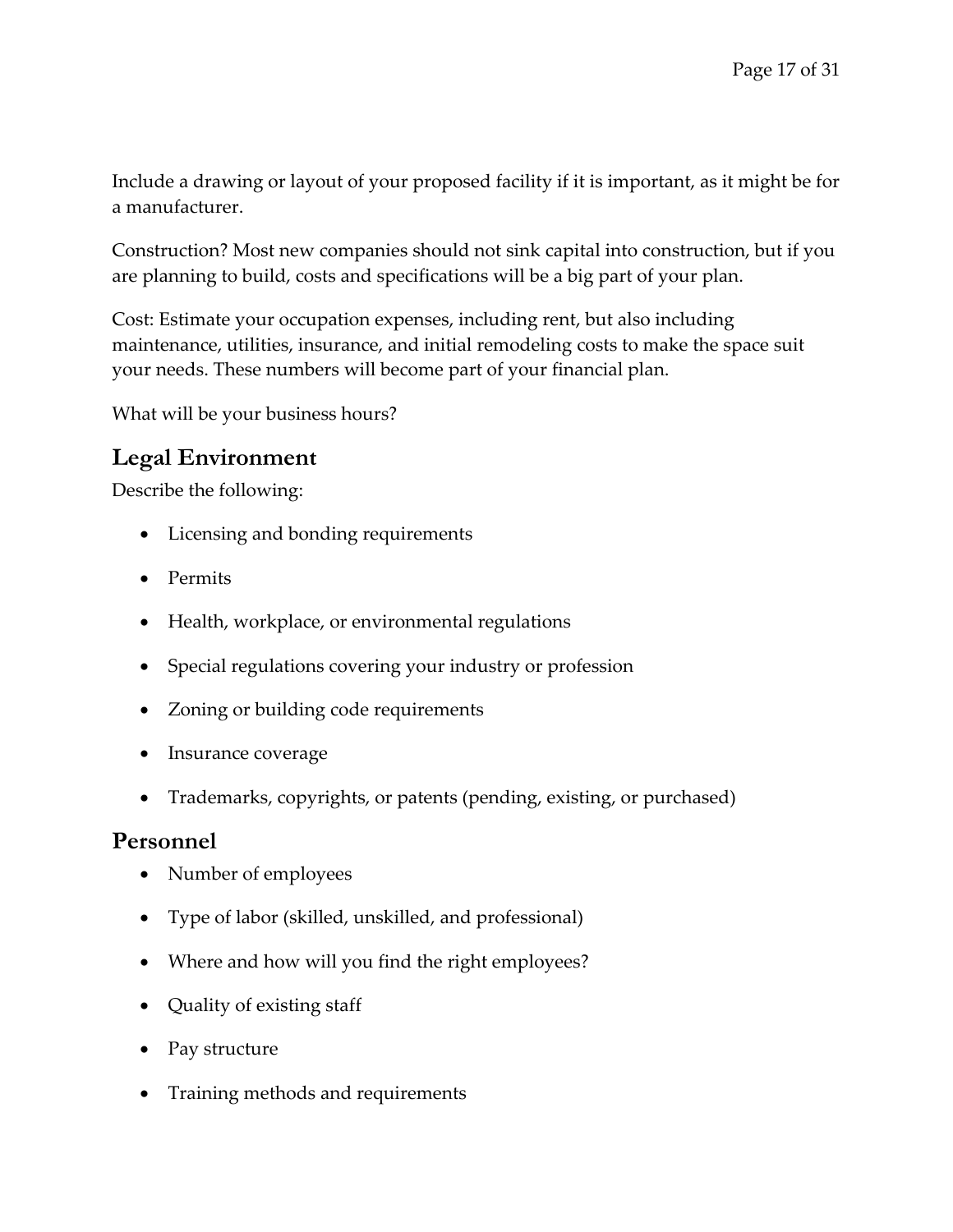Include a drawing or layout of your proposed facility if it is important, as it might be for a manufacturer.

Construction? Most new companies should not sink capital into construction, but if you are planning to build, costs and specifications will be a big part of your plan.

Cost: Estimate your occupation expenses, including rent, but also including maintenance, utilities, insurance, and initial remodeling costs to make the space suit your needs. These numbers will become part of your financial plan.

What will be your business hours?

## Legal Environment

Describe the following:

- Licensing and bonding requirements
- Permits
- Health, workplace, or environmental regulations
- Special regulations covering your industry or profession
- Zoning or building code requirements
- Insurance coverage
- Trademarks, copyrights, or patents (pending, existing, or purchased)

## Personnel

- Number of employees
- Type of labor (skilled, unskilled, and professional)
- Where and how will you find the right employees?
- Quality of existing staff
- Pay structure
- Training methods and requirements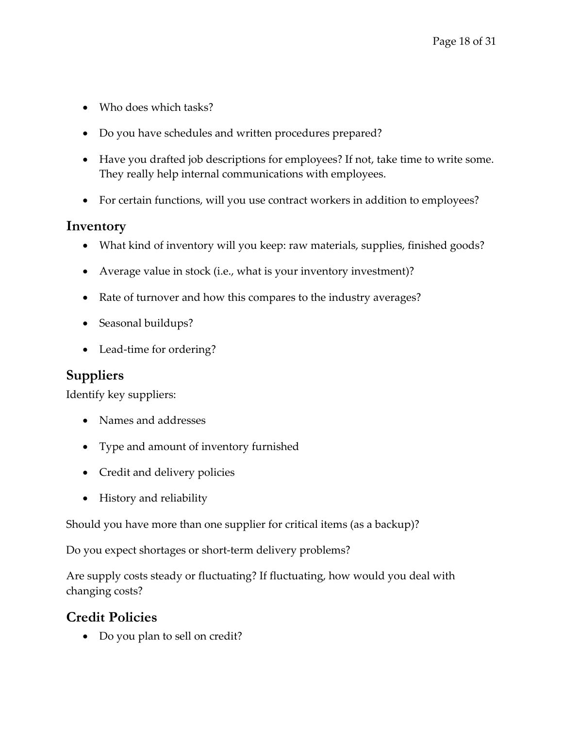- Who does which tasks?
- Do you have schedules and written procedures prepared?
- Have you drafted job descriptions for employees? If not, take time to write some. They really help internal communications with employees.
- For certain functions, will you use contract workers in addition to employees?

## Inventory

- What kind of inventory will you keep: raw materials, supplies, finished goods?
- Average value in stock (i.e., what is your inventory investment)?
- Rate of turnover and how this compares to the industry averages?
- Seasonal buildups?
- Lead-time for ordering?

## Suppliers

Identify key suppliers:

- Names and addresses
- Type and amount of inventory furnished
- Credit and delivery policies
- History and reliability

Should you have more than one supplier for critical items (as a backup)?

Do you expect shortages or short-term delivery problems?

Are supply costs steady or fluctuating? If fluctuating, how would you deal with changing costs?

## Credit Policies

- Do you plan to sell on credit?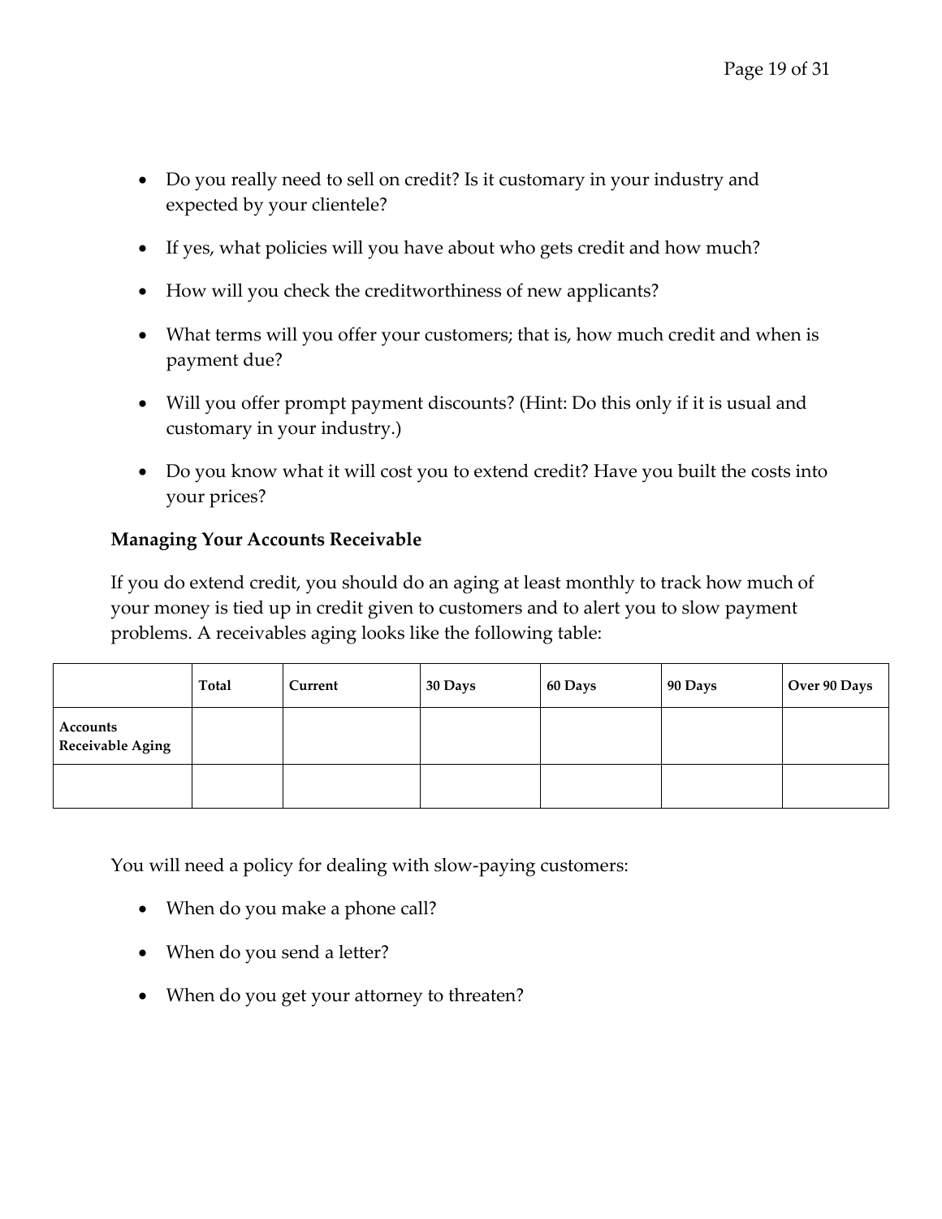- Do you really need to sell on credit? Is it customary in your industry and expected by your clientele?
- If yes, what policies will you have about who gets credit and how much?
- How will you check the creditworthiness of new applicants?
- What terms will you offer your customers; that is, how much credit and when is payment due?
- Will you offer prompt payment discounts? (Hint: Do this only if it is usual and customary in your industry.)
- Do you know what it will cost you to extend credit? Have you built the costs into your prices?

**Managing Your Accounts Receivable**

If you do extend credit, you should do an aging at least monthly to track how much of your money is tied up in credit given to customers and to alert you to slow payment problems. A receivables aging looks like the following table:

| | Total | Current | 30 Days | 60 Days | 90 Days | Over 90 Days |
|---|---|---|---|---|---|---|
| Accounts Receivable Aging | | | | | | |
| | | | | | | |

You will need a policy for dealing with slow-paying customers:

- When do you make a phone call?
- When do you send a letter?
- When do you get your attorney to threaten?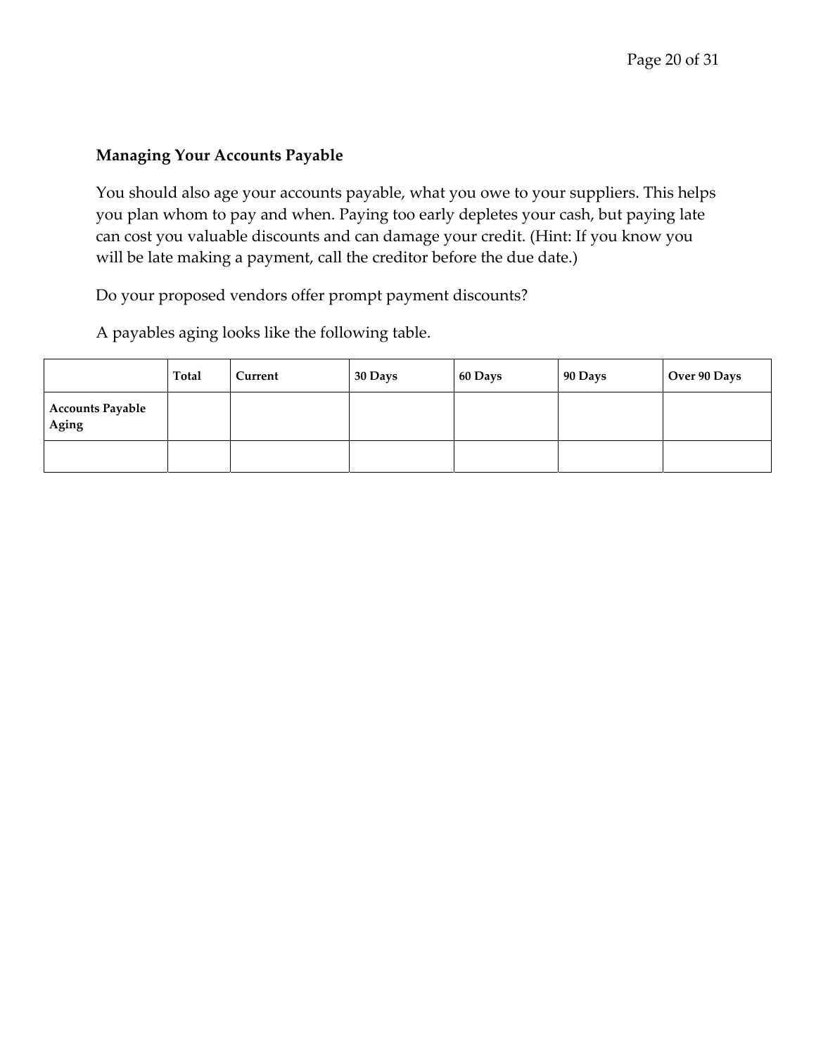## Managing Your Accounts Payable

You should also age your accounts payable, what you owe to your suppliers. This helps you plan whom to pay and when. Paying too early depletes your cash, but paying late can cost you valuable discounts and can damage your credit. (Hint: If you know you will be late making a payment, call the creditor before the due date.)

Do your proposed vendors offer prompt payment discounts?

A payables aging looks like the following table.

| | Total | Current | 30 Days | 60 Days | 90 Days | Over 90 Days |
|---|---|---|---|---|---|---|
| **Accounts Payable Aging** | | | | | | |
| | | | | | | |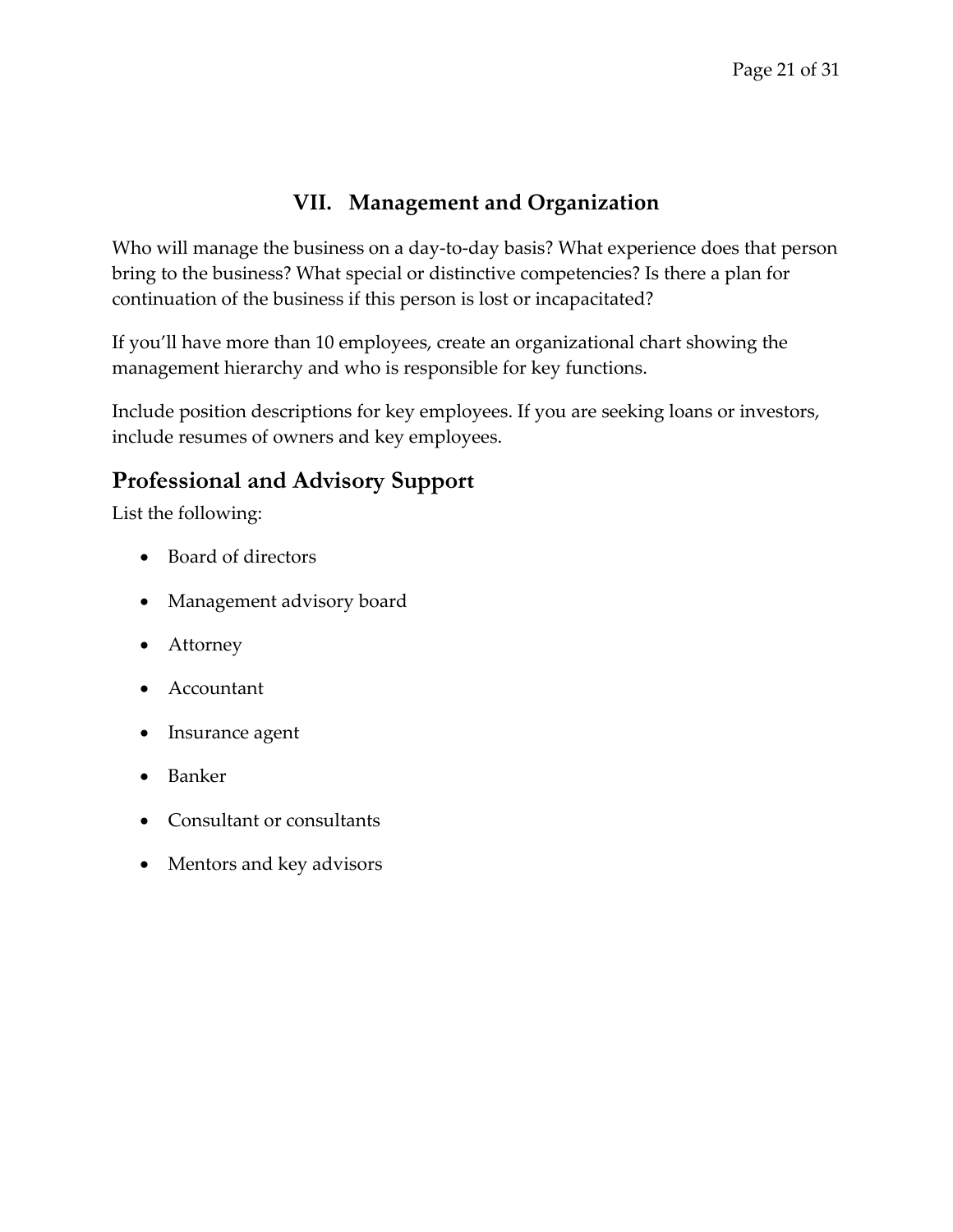# VII. Management and Organization

Who will manage the business on a day-to-day basis? What experience does that person bring to the business? What special or distinctive competencies? Is there a plan for continuation of the business if this person is lost or incapacitated?

If you'll have more than 10 employees, create an organizational chart showing the management hierarchy and who is responsible for key functions.

Include position descriptions for key employees. If you are seeking loans or investors, include resumes of owners and key employees.

## Professional and Advisory Support

List the following:

- Board of directors
- Management advisory board
- Attorney
- Accountant
- Insurance agent
- Banker
- Consultant or consultants
- Mentors and key advisors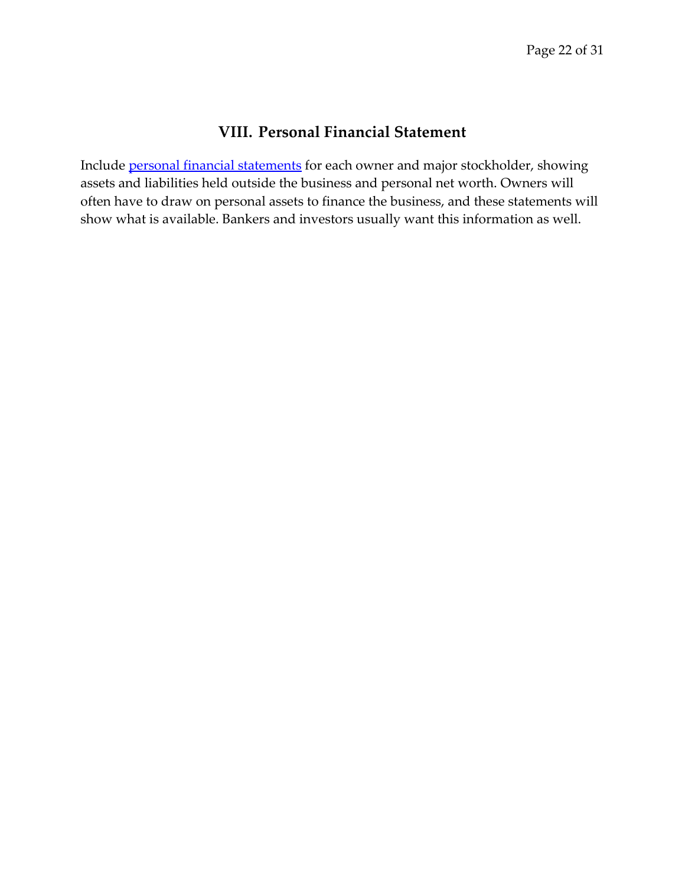## VIII. Personal Financial Statement

Include personal financial statements for each owner and major stockholder, showing assets and liabilities held outside the business and personal net worth. Owners will often have to draw on personal assets to finance the business, and these statements will show what is available. Bankers and investors usually want this information as well.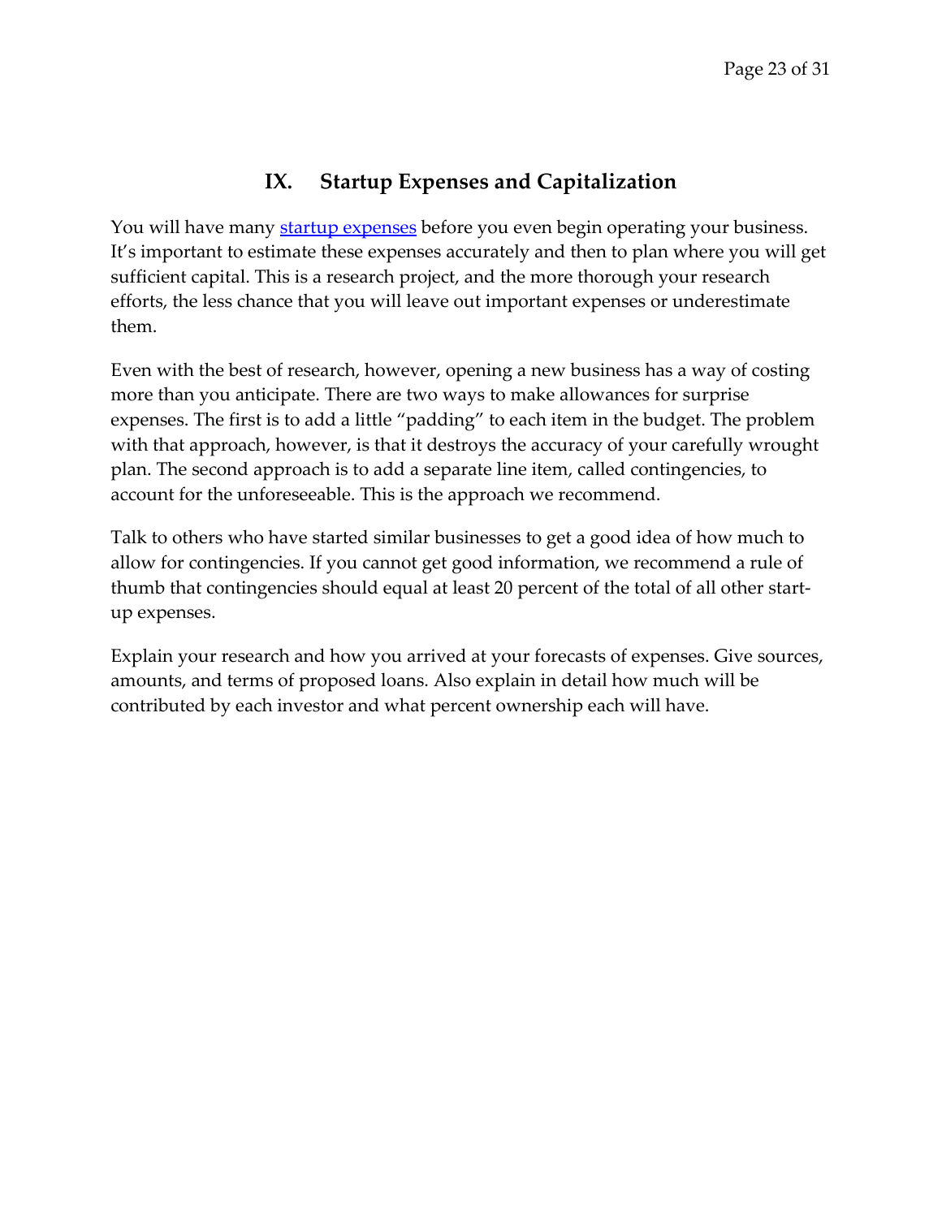## IX. Startup Expenses and Capitalization

You will have many [startup expenses]() before you even begin operating your business. It's important to estimate these expenses accurately and then to plan where you will get sufficient capital. This is a research project, and the more thorough your research efforts, the less chance that you will leave out important expenses or underestimate them.

Even with the best of research, however, opening a new business has a way of costing more than you anticipate. There are two ways to make allowances for surprise expenses. The first is to add a little "padding" to each item in the budget. The problem with that approach, however, is that it destroys the accuracy of your carefully wrought plan. The second approach is to add a separate line item, called contingencies, to account for the unforeseeable. This is the approach we recommend.

Talk to others who have started similar businesses to get a good idea of how much to allow for contingencies. If you cannot get good information, we recommend a rule of thumb that contingencies should equal at least 20 percent of the total of all other start-up expenses.

Explain your research and how you arrived at your forecasts of expenses. Give sources, amounts, and terms of proposed loans. Also explain in detail how much will be contributed by each investor and what percent ownership each will have.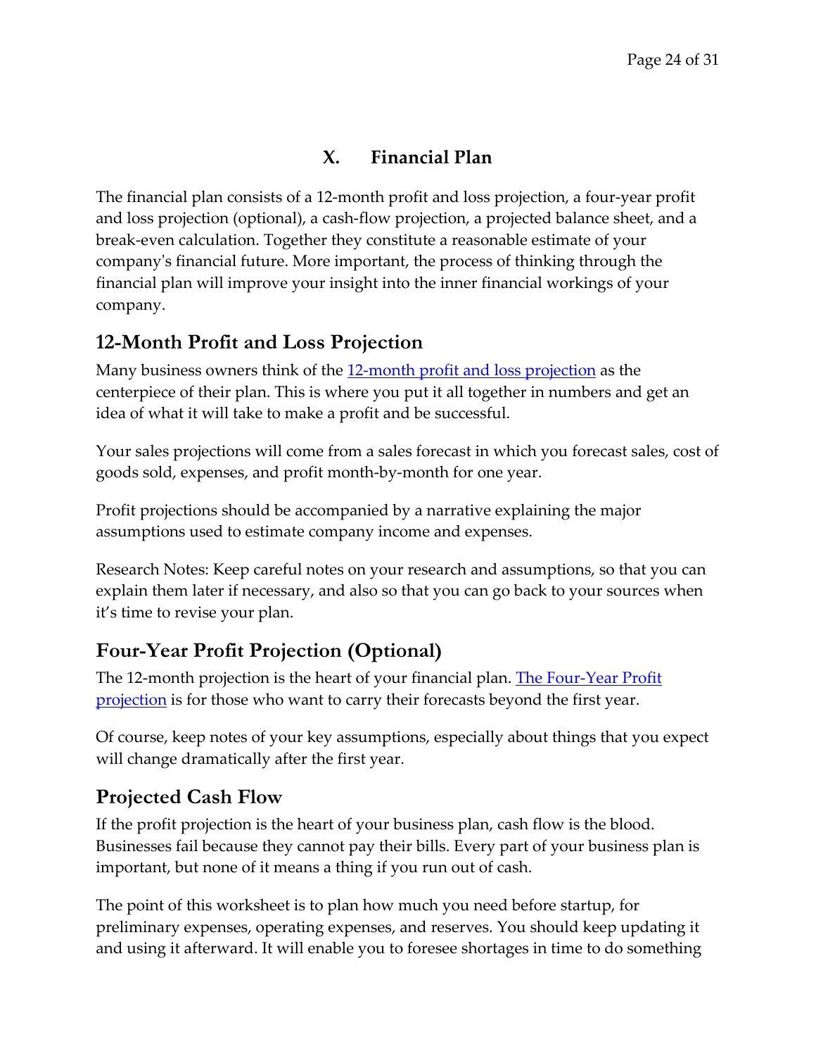# X. Financial Plan

The financial plan consists of a 12-month profit and loss projection, a four-year profit and loss projection (optional), a cash-flow projection, a projected balance sheet, and a break-even calculation. Together they constitute a reasonable estimate of your company's financial future. More important, the process of thinking through the financial plan will improve your insight into the inner financial workings of your company.

## 12-Month Profit and Loss Projection

Many business owners think of the 12-month profit and loss projection as the centerpiece of their plan. This is where you put it all together in numbers and get an idea of what it will take to make a profit and be successful.

Your sales projections will come from a sales forecast in which you forecast sales, cost of goods sold, expenses, and profit month-by-month for one year.

Profit projections should be accompanied by a narrative explaining the major assumptions used to estimate company income and expenses.

Research Notes: Keep careful notes on your research and assumptions, so that you can explain them later if necessary, and also so that you can go back to your sources when it's time to revise your plan.

## Four-Year Profit Projection (Optional)

The 12-month projection is the heart of your financial plan. The Four-Year Profit projection is for those who want to carry their forecasts beyond the first year.

Of course, keep notes of your key assumptions, especially about things that you expect will change dramatically after the first year.

## Projected Cash Flow

If the profit projection is the heart of your business plan, cash flow is the blood. Businesses fail because they cannot pay their bills. Every part of your business plan is important, but none of it means a thing if you run out of cash.

The point of this worksheet is to plan how much you need before startup, for preliminary expenses, operating expenses, and reserves. You should keep updating it and using it afterward. It will enable you to foresee shortages in time to do something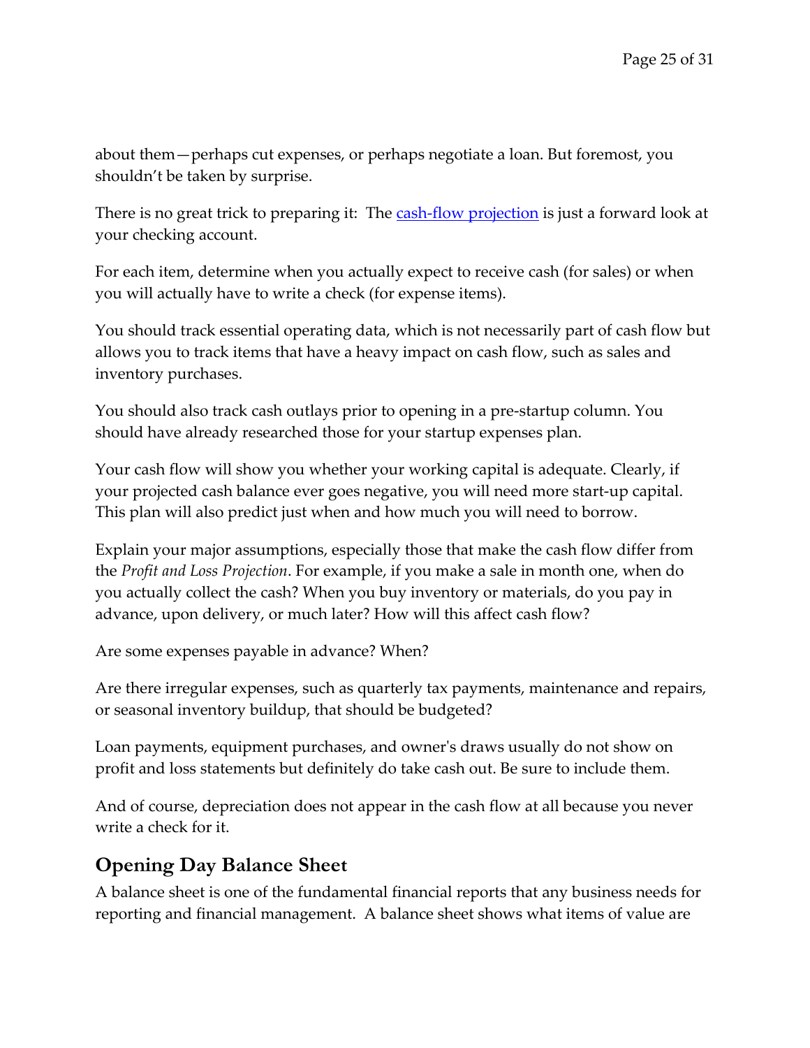about them—perhaps cut expenses, or perhaps negotiate a loan. But foremost, you shouldn't be taken by surprise.

There is no great trick to preparing it: The cash-flow projection is just a forward look at your checking account.

For each item, determine when you actually expect to receive cash (for sales) or when you will actually have to write a check (for expense items).

You should track essential operating data, which is not necessarily part of cash flow but allows you to track items that have a heavy impact on cash flow, such as sales and inventory purchases.

You should also track cash outlays prior to opening in a pre-startup column. You should have already researched those for your startup expenses plan.

Your cash flow will show you whether your working capital is adequate. Clearly, if your projected cash balance ever goes negative, you will need more start-up capital. This plan will also predict just when and how much you will need to borrow.

Explain your major assumptions, especially those that make the cash flow differ from the *Profit and Loss Projection*. For example, if you make a sale in month one, when do you actually collect the cash? When you buy inventory or materials, do you pay in advance, upon delivery, or much later? How will this affect cash flow?

Are some expenses payable in advance? When?

Are there irregular expenses, such as quarterly tax payments, maintenance and repairs, or seasonal inventory buildup, that should be budgeted?

Loan payments, equipment purchases, and owner's draws usually do not show on profit and loss statements but definitely do take cash out. Be sure to include them.

And of course, depreciation does not appear in the cash flow at all because you never write a check for it.

## Opening Day Balance Sheet

A balance sheet is one of the fundamental financial reports that any business needs for reporting and financial management. A balance sheet shows what items of value are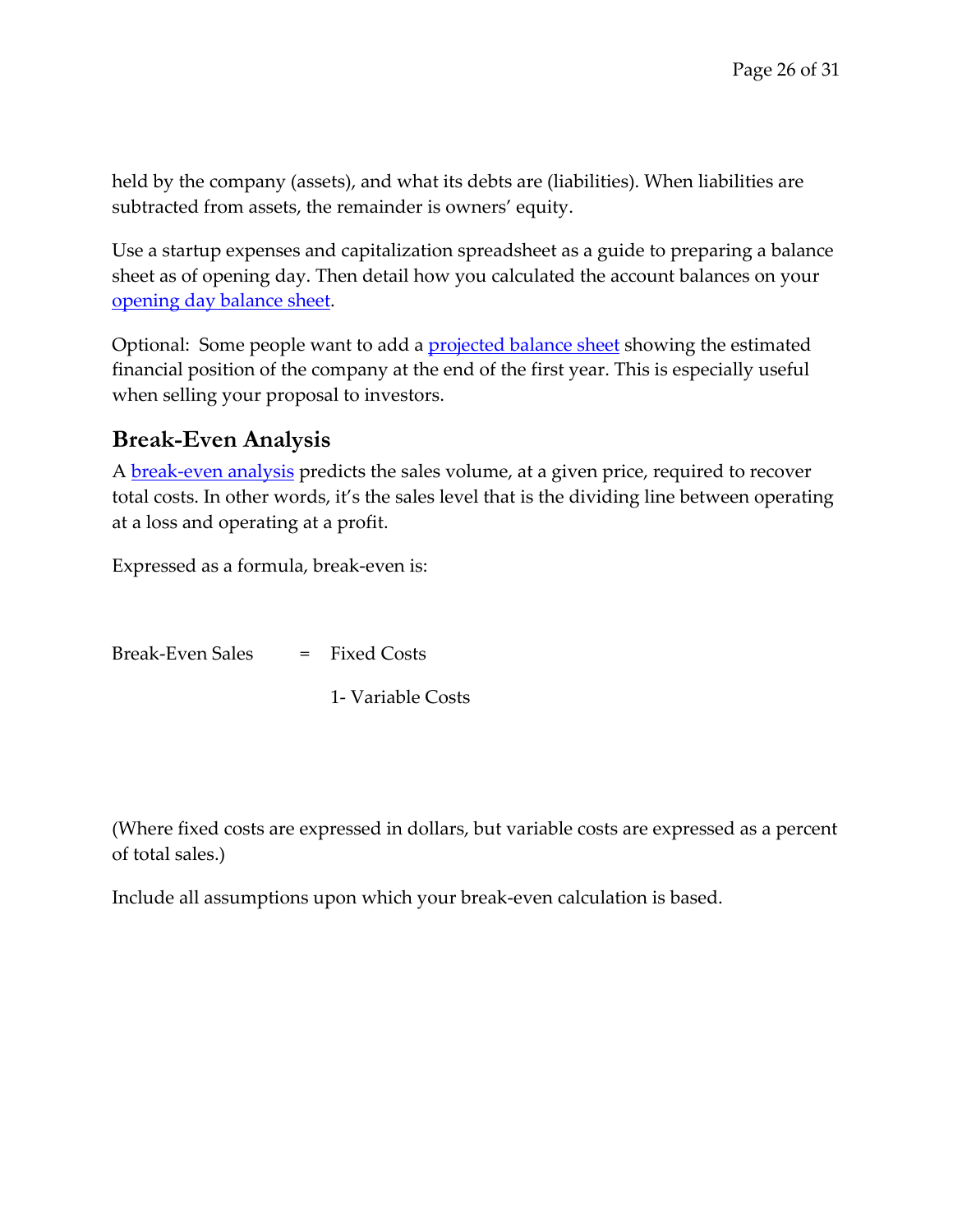held by the company (assets), and what its debts are (liabilities). When liabilities are subtracted from assets, the remainder is owners' equity.

Use a startup expenses and capitalization spreadsheet as a guide to preparing a balance sheet as of opening day. Then detail how you calculated the account balances on your opening day balance sheet.

Optional: Some people want to add a projected balance sheet showing the estimated financial position of the company at the end of the first year. This is especially useful when selling your proposal to investors.

## Break-Even Analysis

A break-even analysis predicts the sales volume, at a given price, required to recover total costs. In other words, it's the sales level that is the dividing line between operating at a loss and operating at a profit.

Expressed as a formula, break-even is:

$$\text{Break-Even Sales} = \frac{\text{Fixed Costs}}{1 - \text{Variable Costs}}$$

(Where fixed costs are expressed in dollars, but variable costs are expressed as a percent of total sales.)

Include all assumptions upon which your break-even calculation is based.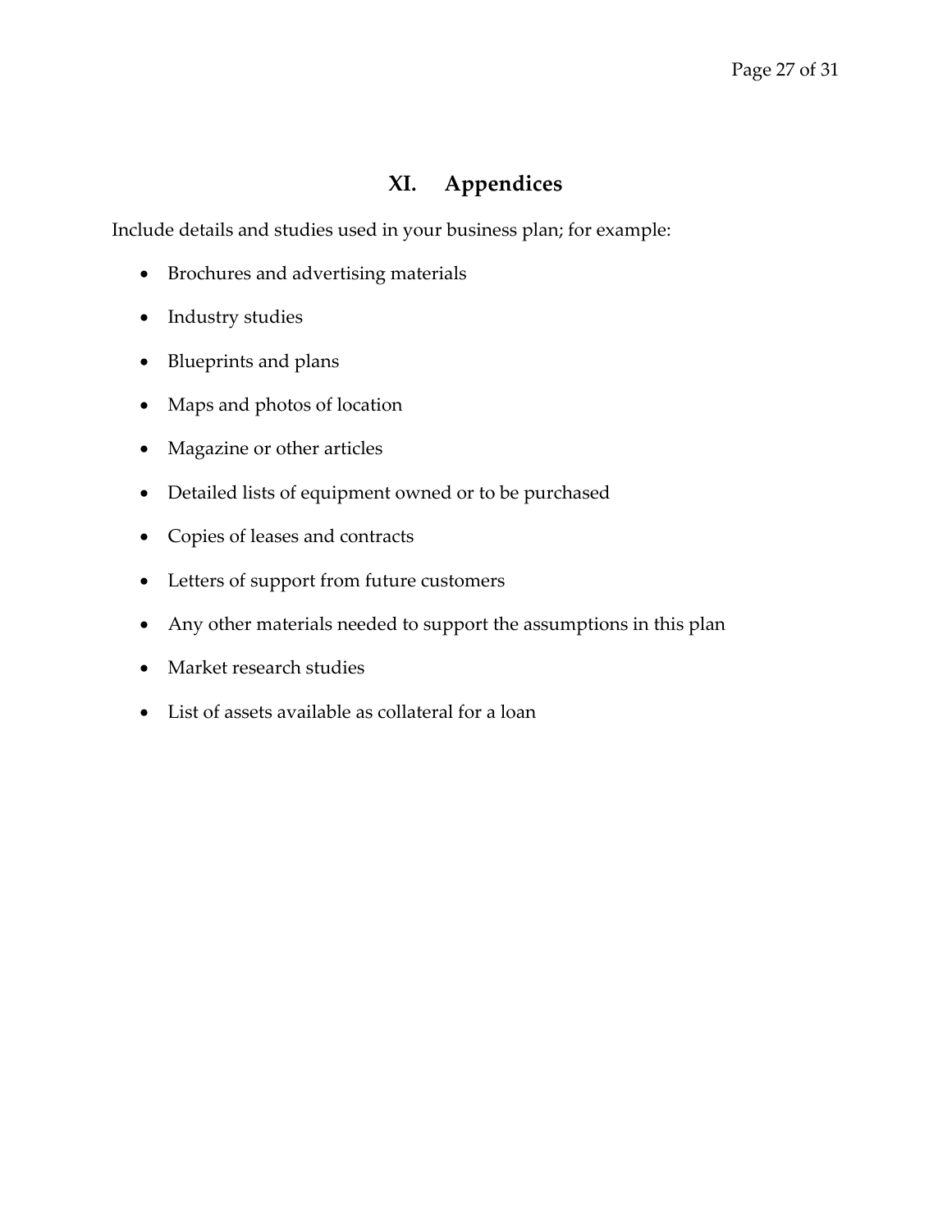## XI. Appendices

Include details and studies used in your business plan; for example:

- Brochures and advertising materials
- Industry studies
- Blueprints and plans
- Maps and photos of location
- Magazine or other articles
- Detailed lists of equipment owned or to be purchased
- Copies of leases and contracts
- Letters of support from future customers
- Any other materials needed to support the assumptions in this plan
- Market research studies
- List of assets available as collateral for a loan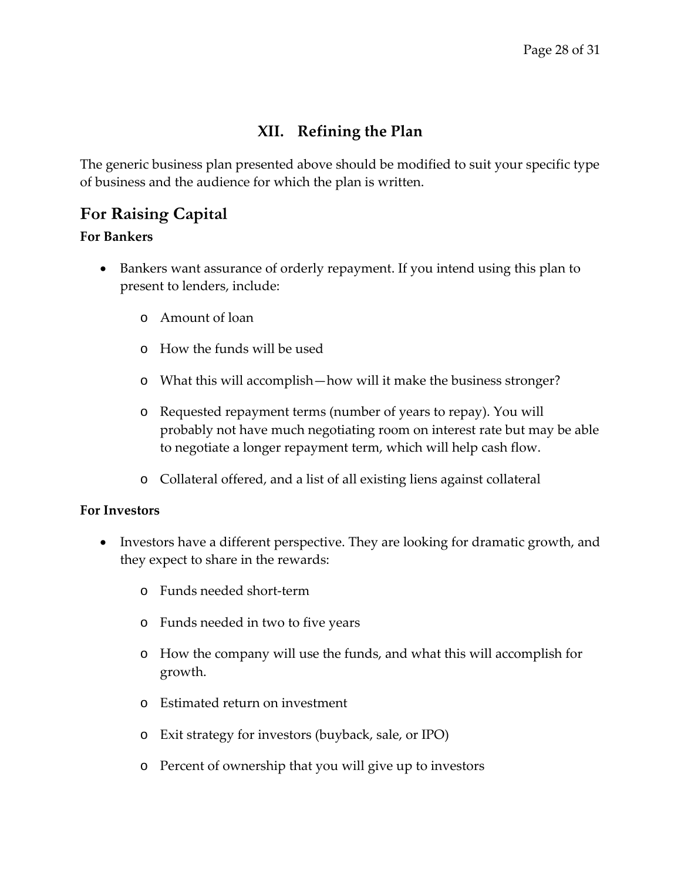# XII. Refining the Plan

The generic business plan presented above should be modified to suit your specific type of business and the audience for which the plan is written.

## For Raising Capital

**For Bankers**

- Bankers want assurance of orderly repayment. If you intend using this plan to present to lenders, include:
  - Amount of loan
  - How the funds will be used
  - What this will accomplish—how will it make the business stronger?
  - Requested repayment terms (number of years to repay). You will probably not have much negotiating room on interest rate but may be able to negotiate a longer repayment term, which will help cash flow.
  - Collateral offered, and a list of all existing liens against collateral

**For Investors**

- Investors have a different perspective. They are looking for dramatic growth, and they expect to share in the rewards:
  - Funds needed short-term
  - Funds needed in two to five years
  - How the company will use the funds, and what this will accomplish for growth.
  - Estimated return on investment
  - Exit strategy for investors (buyback, sale, or IPO)
  - Percent of ownership that you will give up to investors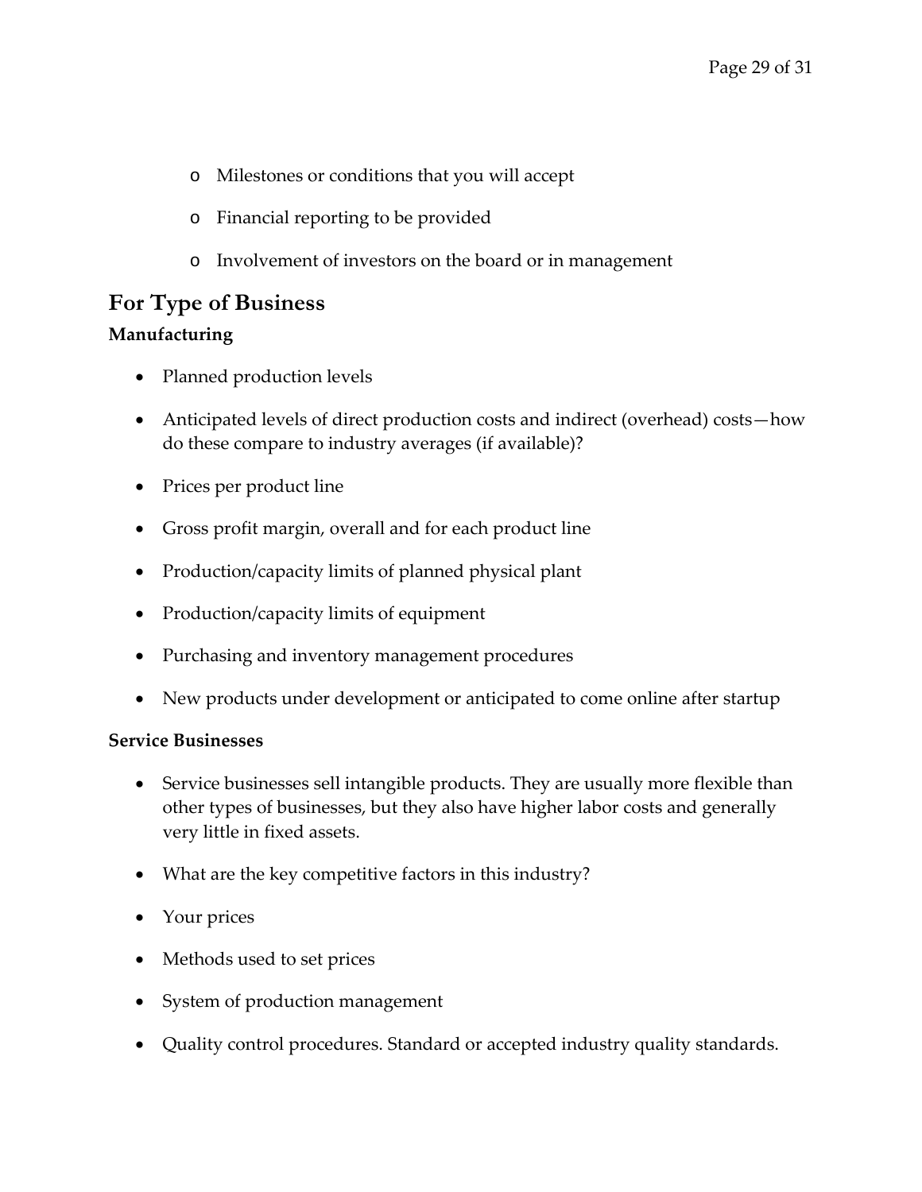- Milestones or conditions that you will accept
- Financial reporting to be provided
- Involvement of investors on the board or in management

## For Type of Business

### Manufacturing

- Planned production levels
- Anticipated levels of direct production costs and indirect (overhead) costs—how do these compare to industry averages (if available)?
- Prices per product line
- Gross profit margin, overall and for each product line
- Production/capacity limits of planned physical plant
- Production/capacity limits of equipment
- Purchasing and inventory management procedures
- New products under development or anticipated to come online after startup

### Service Businesses

- Service businesses sell intangible products. They are usually more flexible than other types of businesses, but they also have higher labor costs and generally very little in fixed assets.
- What are the key competitive factors in this industry?
- Your prices
- Methods used to set prices
- System of production management
- Quality control procedures. Standard or accepted industry quality standards.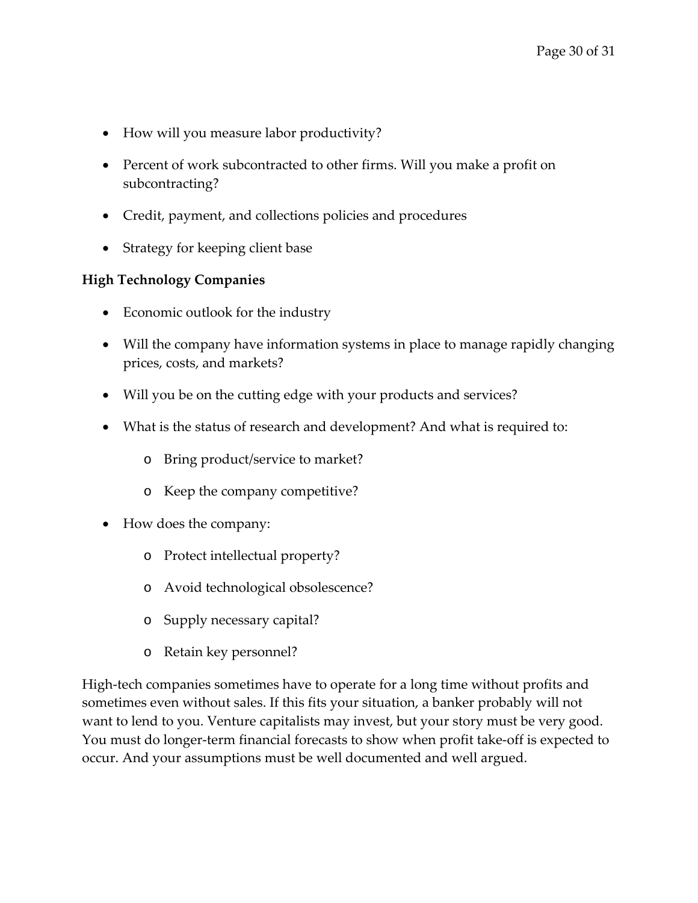- How will you measure labor productivity?
- Percent of work subcontracted to other firms. Will you make a profit on subcontracting?
- Credit, payment, and collections policies and procedures
- Strategy for keeping client base

**High Technology Companies**

- Economic outlook for the industry
- Will the company have information systems in place to manage rapidly changing prices, costs, and markets?
- Will you be on the cutting edge with your products and services?
- What is the status of research and development? And what is required to:
    - Bring product/service to market?
    - Keep the company competitive?
- How does the company:
    - Protect intellectual property?
    - Avoid technological obsolescence?
    - Supply necessary capital?
    - Retain key personnel?

High-tech companies sometimes have to operate for a long time without profits and sometimes even without sales. If this fits your situation, a banker probably will not want to lend to you. Venture capitalists may invest, but your story must be very good. You must do longer-term financial forecasts to show when profit take-off is expected to occur. And your assumptions must be well documented and well argued.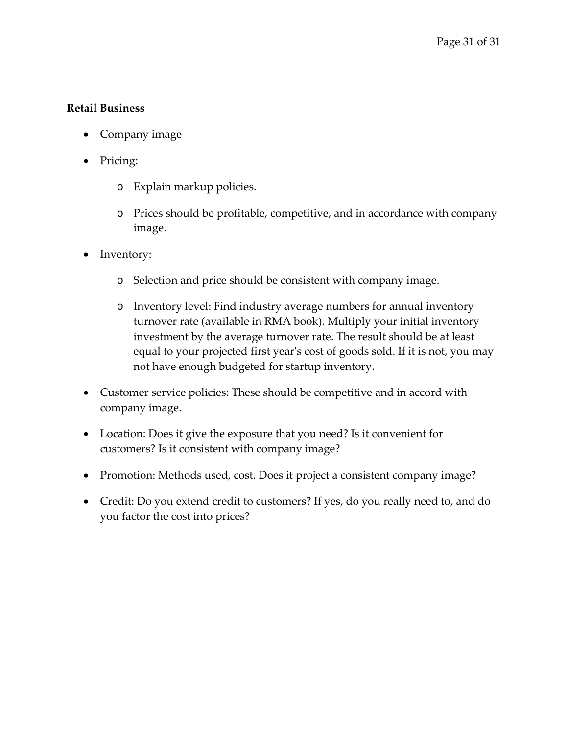**Retail Business**

- Company image
- Pricing:
  - Explain markup policies.
  - Prices should be profitable, competitive, and in accordance with company image.
- Inventory:
  - Selection and price should be consistent with company image.
  - Inventory level: Find industry average numbers for annual inventory turnover rate (available in RMA book). Multiply your initial inventory investment by the average turnover rate. The result should be at least equal to your projected first year's cost of goods sold. If it is not, you may not have enough budgeted for startup inventory.
- Customer service policies: These should be competitive and in accord with company image.
- Location: Does it give the exposure that you need? Is it convenient for customers? Is it consistent with company image?
- Promotion: Methods used, cost. Does it project a consistent company image?
- Credit: Do you extend credit to customers? If yes, do you really need to, and do you factor the cost into prices?